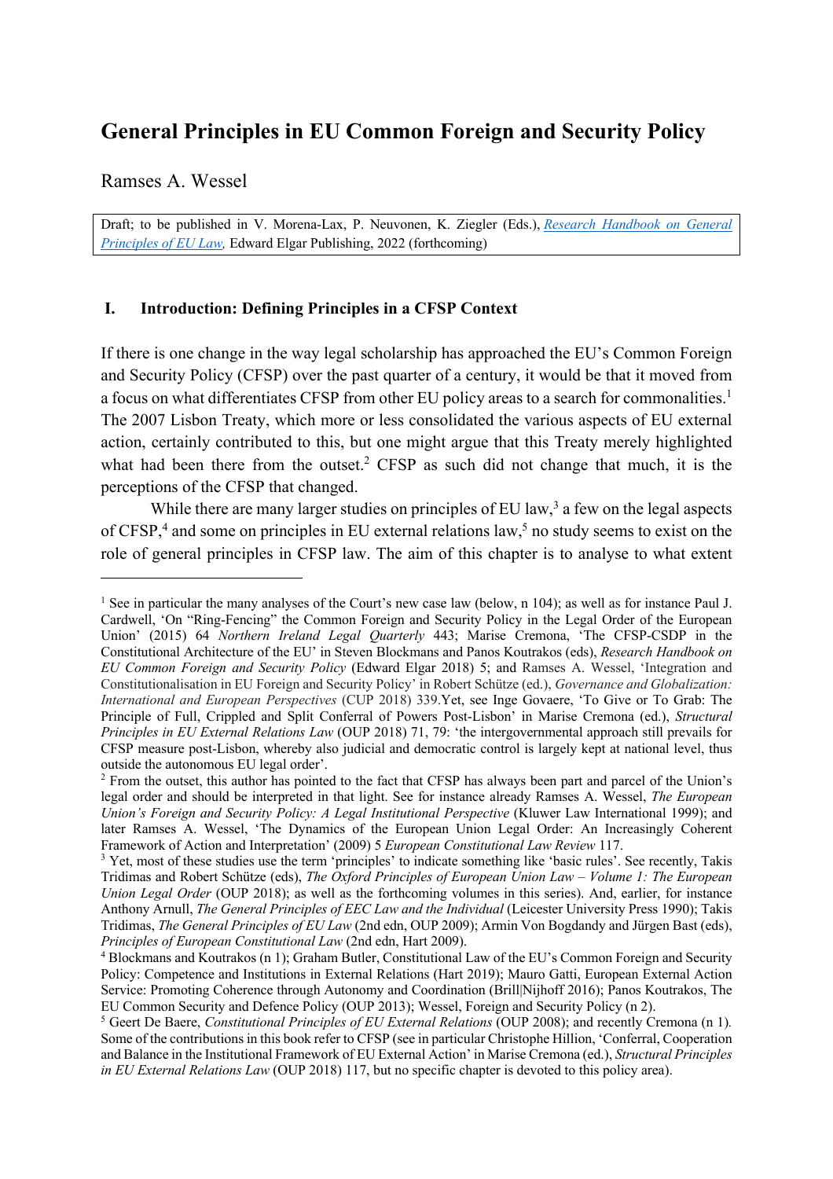# General Principles in EU Common Foreign and Security Policy

Ramses A. Wessel

Draft; to be published in V. Morena-Lax, P. Neuvonen, K. Ziegler (Eds.), *Research Handbook on General Principles of EU Law*, Edward Elgar Publishing, 2022 (forthcoming)

## I. Introduction: Defining Principles in a CFSP Context

If there is one change in the way legal scholarship has approached the EU's Common Foreign and Security Policy (CFSP) over the past quarter of a century, it would be that it moved from a focus on what differentiates CFSP from other EU policy areas to a search for commonalities.[1] The 2007 Lisbon Treaty, which more or less consolidated the various aspects of EU external action, certainly contributed to this, but one might argue that this Treaty merely highlighted what had been there from the outset.[2] CFSP as such did not change that much, it is the perceptions of the CFSP that changed.

While there are many larger studies on principles of EU law,[3] a few on the legal aspects of CFSP,[4] and some on principles in EU external relations law,[5] no study seems to exist on the role of general principles in CFSP law. The aim of this chapter is to analyse to what extent

---

[1] See in particular the many analyses of the Court's new case law (below, n 104); as well as for instance Paul J. Cardwell, 'On "Ring-Fencing" the Common Foreign and Security Policy in the Legal Order of the European Union' (2015) 64 *Northern Ireland Legal Quarterly* 443; Marise Cremona, 'The CFSP-CSDP in the Constitutional Architecture of the EU' in Steven Blockmans and Panos Koutrakos (eds), *Research Handbook on EU Common Foreign and Security Policy* (Edward Elgar 2018) 5; and Ramses A. Wessel, 'Integration and Constitutionalisation in EU Foreign and Security Policy' in Robert Schütze (ed.), *Governance and Globalization: International and European Perspectives* (CUP 2018) 339.Yet, see Inge Govaere, 'To Give or To Grab: The Principle of Full, Crippled and Split Conferral of Powers Post-Lisbon' in Marise Cremona (ed.), *Structural Principles in EU External Relations Law* (OUP 2018) 71, 79: 'the intergovernmental approach still prevails for CFSP measure post-Lisbon, whereby also judicial and democratic control is largely kept at national level, thus outside the autonomous EU legal order'.

[2] From the outset, this author has pointed to the fact that CFSP has always been part and parcel of the Union's legal order and should be interpreted in that light. See for instance already Ramses A. Wessel, *The European Union's Foreign and Security Policy: A Legal Institutional Perspective* (Kluwer Law International 1999); and later Ramses A. Wessel, 'The Dynamics of the European Union Legal Order: An Increasingly Coherent Framework of Action and Interpretation' (2009) 5 *European Constitutional Law Review* 117.

[3] Yet, most of these studies use the term 'principles' to indicate something like 'basic rules'. See recently, Takis Tridimas and Robert Schütze (eds), *The Oxford Principles of European Union Law – Volume 1: The European Union Legal Order* (OUP 2018); as well as the forthcoming volumes in this series). And, earlier, for instance Anthony Arnull, *The General Principles of EEC Law and the Individual* (Leicester University Press 1990); Takis Tridimas, *The General Principles of EU Law* (2nd edn, OUP 2009); Armin Von Bogdandy and Jürgen Bast (eds), *Principles of European Constitutional Law* (2nd edn, Hart 2009).

[4] Blockmans and Koutrakos (n 1); Graham Butler, Constitutional Law of the EU's Common Foreign and Security Policy: Competence and Institutions in External Relations (Hart 2019); Mauro Gatti, European External Action Service: Promoting Coherence through Autonomy and Coordination (Brill|Nijhoff 2016); Panos Koutrakos, The EU Common Security and Defence Policy (OUP 2013); Wessel, Foreign and Security Policy (n 2).

[5] Geert De Baere, *Constitutional Principles of EU External Relations* (OUP 2008); and recently Cremona (n 1). Some of the contributions in this book refer to CFSP (see in particular Christophe Hillion, 'Conferral, Cooperation and Balance in the Institutional Framework of EU External Action' in Marise Cremona (ed.), *Structural Principles in EU External Relations Law* (OUP 2018) 117, but no specific chapter is devoted to this policy area).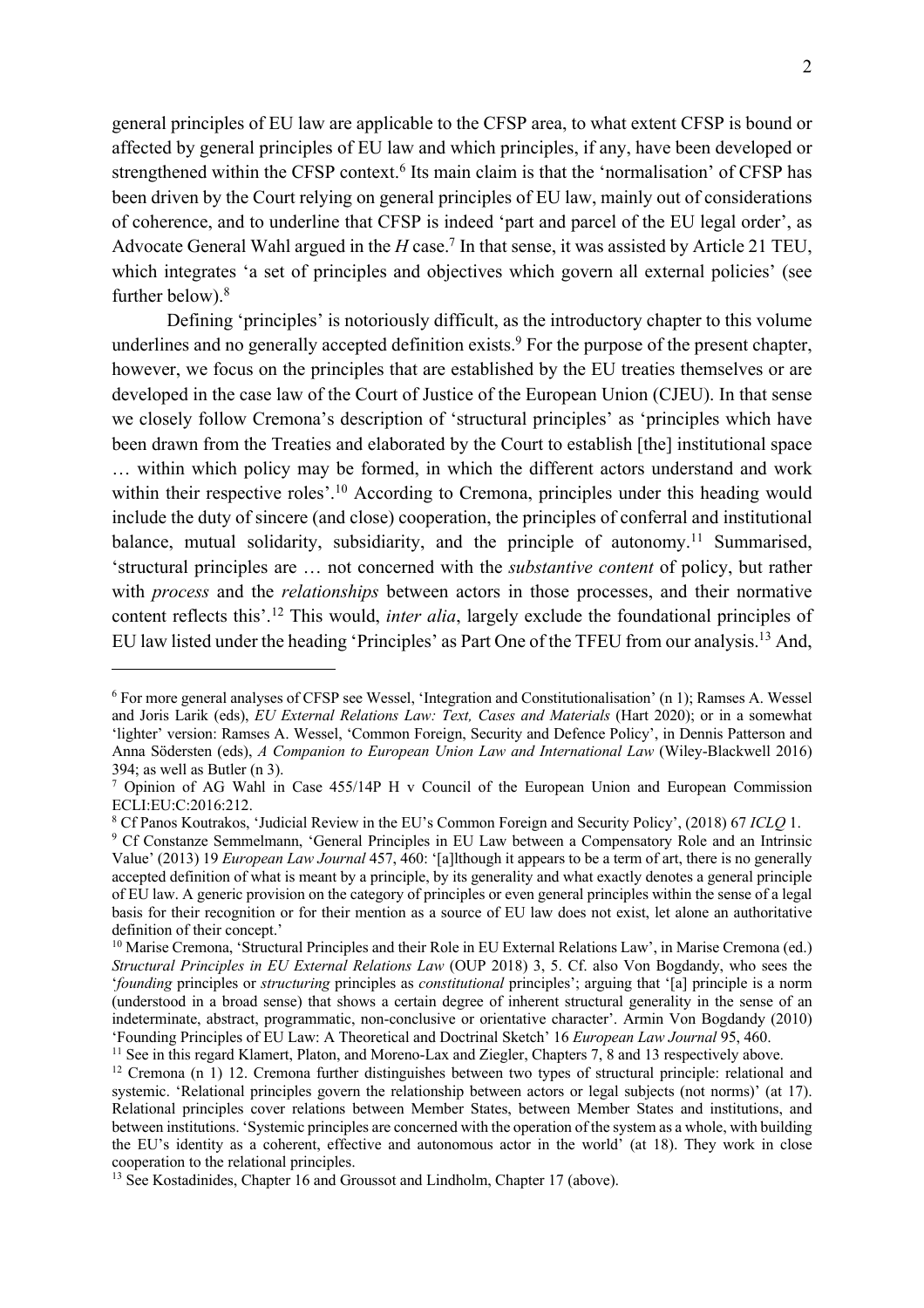general principles of EU law are applicable to the CFSP area, to what extent CFSP is bound or affected by general principles of EU law and which principles, if any, have been developed or strengthened within the CFSP context.[6] Its main claim is that the 'normalisation' of CFSP has been driven by the Court relying on general principles of EU law, mainly out of considerations of coherence, and to underline that CFSP is indeed 'part and parcel of the EU legal order', as Advocate General Wahl argued in the *H* case.[7] In that sense, it was assisted by Article 21 TEU, which integrates 'a set of principles and objectives which govern all external policies' (see further below).[8]

Defining 'principles' is notoriously difficult, as the introductory chapter to this volume underlines and no generally accepted definition exists.[9] For the purpose of the present chapter, however, we focus on the principles that are established by the EU treaties themselves or are developed in the case law of the Court of Justice of the European Union (CJEU). In that sense we closely follow Cremona's description of 'structural principles' as 'principles which have been drawn from the Treaties and elaborated by the Court to establish [the] institutional space … within which policy may be formed, in which the different actors understand and work within their respective roles'.[10] According to Cremona, principles under this heading would include the duty of sincere (and close) cooperation, the principles of conferral and institutional balance, mutual solidarity, subsidiarity, and the principle of autonomy.[11] Summarised, 'structural principles are … not concerned with the *substantive content* of policy, but rather with *process* and the *relationships* between actors in those processes, and their normative content reflects this'.[12] This would, *inter alia*, largely exclude the foundational principles of EU law listed under the heading 'Principles' as Part One of the TFEU from our analysis.[13] And,

---

[6] For more general analyses of CFSP see Wessel, 'Integration and Constitutionalisation' (n 1); Ramses A. Wessel and Joris Larik (eds), *EU External Relations Law: Text, Cases and Materials* (Hart 2020); or in a somewhat 'lighter' version: Ramses A. Wessel, 'Common Foreign, Security and Defence Policy', in Dennis Patterson and Anna Södersten (eds), *A Companion to European Union Law and International Law* (Wiley-Blackwell 2016) 394; as well as Butler (n 3).

[7] Opinion of AG Wahl in Case 455/14P H v Council of the European Union and European Commission ECLI:EU:C:2016:212.

[8] Cf Panos Koutrakos, 'Judicial Review in the EU's Common Foreign and Security Policy', (2018) 67 *ICLQ* 1.

[9] Cf Constanze Semmelmann, 'General Principles in EU Law between a Compensatory Role and an Intrinsic Value' (2013) 19 *European Law Journal* 457, 460: '[a]lthough it appears to be a term of art, there is no generally accepted definition of what is meant by a principle, by its generality and what exactly denotes a general principle of EU law. A generic provision on the category of principles or even general principles within the sense of a legal basis for their recognition or for their mention as a source of EU law does not exist, let alone an authoritative definition of their concept.'

[10] Marise Cremona, 'Structural Principles and their Role in EU External Relations Law', in Marise Cremona (ed.) *Structural Principles in EU External Relations Law* (OUP 2018) 3, 5. Cf. also Von Bogdandy, who sees the '*founding* principles or *structuring* principles as *constitutional* principles'; arguing that '[a] principle is a norm (understood in a broad sense) that shows a certain degree of inherent structural generality in the sense of an indeterminate, abstract, programmatic, non-conclusive or orientative character'. Armin Von Bogdandy (2010) 'Founding Principles of EU Law: A Theoretical and Doctrinal Sketch' 16 *European Law Journal* 95, 460.

[11] See in this regard Klamert, Platon, and Moreno-Lax and Ziegler, Chapters 7, 8 and 13 respectively above.

[12] Cremona (n 1) 12. Cremona further distinguishes between two types of structural principle: relational and systemic. 'Relational principles govern the relationship between actors or legal subjects (not norms)' (at 17). Relational principles cover relations between Member States, between Member States and institutions, and between institutions. 'Systemic principles are concerned with the operation of the system as a whole, with building the EU's identity as a coherent, effective and autonomous actor in the world' (at 18). They work in close cooperation to the relational principles.

[13] See Kostadinides, Chapter 16 and Groussot and Lindholm, Chapter 17 (above).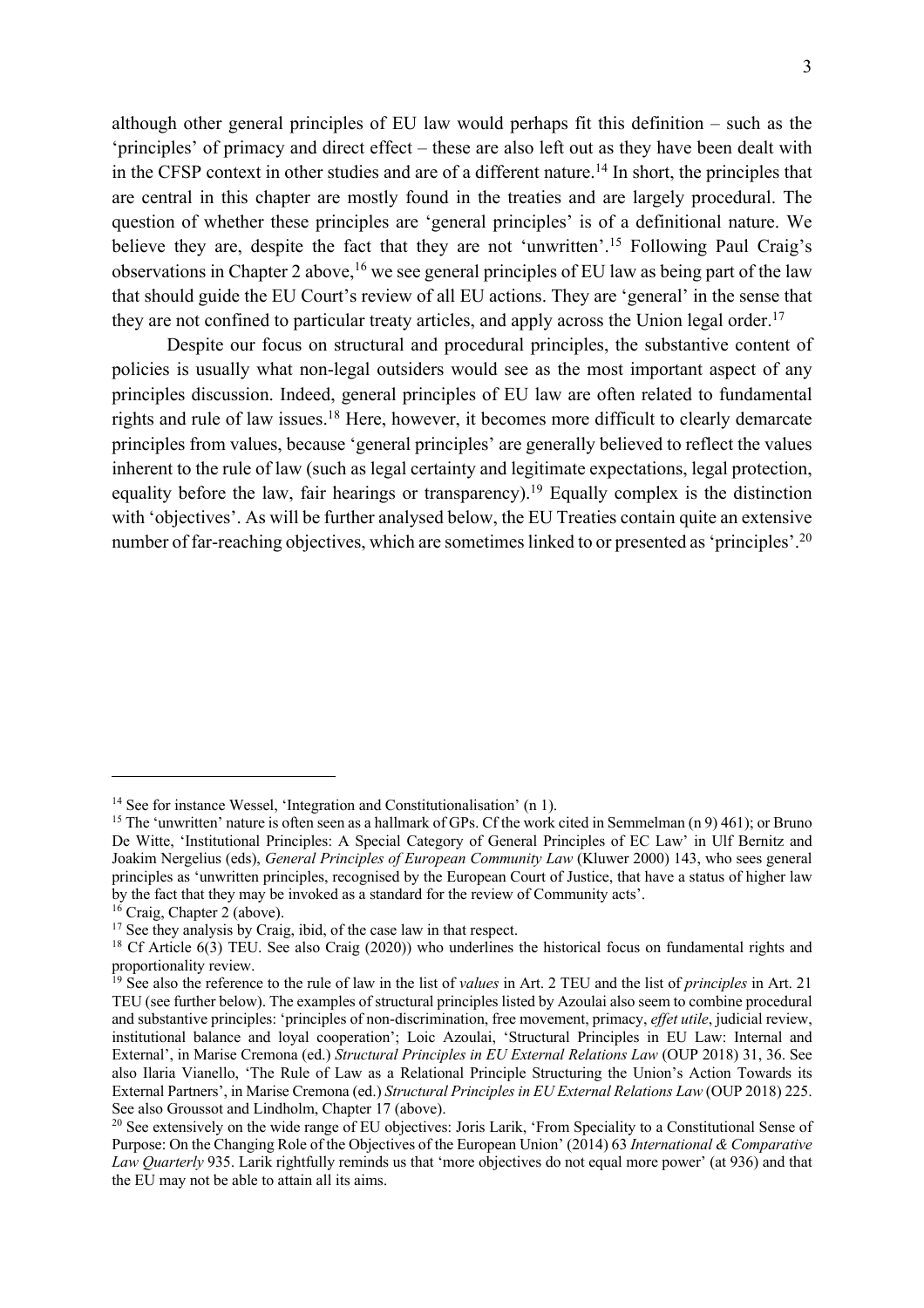although other general principles of EU law would perhaps fit this definition – such as the 'principles' of primacy and direct effect – these are also left out as they have been dealt with in the CFSP context in other studies and are of a different nature.[14] In short, the principles that are central in this chapter are mostly found in the treaties and are largely procedural. The question of whether these principles are 'general principles' is of a definitional nature. We believe they are, despite the fact that they are not 'unwritten'.[15] Following Paul Craig's observations in Chapter 2 above,[16] we see general principles of EU law as being part of the law that should guide the EU Court's review of all EU actions. They are 'general' in the sense that they are not confined to particular treaty articles, and apply across the Union legal order.[17]

Despite our focus on structural and procedural principles, the substantive content of policies is usually what non-legal outsiders would see as the most important aspect of any principles discussion. Indeed, general principles of EU law are often related to fundamental rights and rule of law issues.[18] Here, however, it becomes more difficult to clearly demarcate principles from values, because 'general principles' are generally believed to reflect the values inherent to the rule of law (such as legal certainty and legitimate expectations, legal protection, equality before the law, fair hearings or transparency).[19] Equally complex is the distinction with 'objectives'. As will be further analysed below, the EU Treaties contain quite an extensive number of far-reaching objectives, which are sometimes linked to or presented as 'principles'.[20]

---

[14] See for instance Wessel, 'Integration and Constitutionalisation' (n 1).

[15] The 'unwritten' nature is often seen as a hallmark of GPs. Cf the work cited in Semmelman (n 9) 461); or Bruno De Witte, 'Institutional Principles: A Special Category of General Principles of EC Law' in Ulf Bernitz and Joakim Nergelius (eds), *General Principles of European Community Law* (Kluwer 2000) 143, who sees general principles as 'unwritten principles, recognised by the European Court of Justice, that have a status of higher law by the fact that they may be invoked as a standard for the review of Community acts'.

[16] Craig, Chapter 2 (above).

[17] See they analysis by Craig, ibid, of the case law in that respect.

[18] Cf Article 6(3) TEU. See also Craig (2020)) who underlines the historical focus on fundamental rights and proportionality review.

[19] See also the reference to the rule of law in the list of *values* in Art. 2 TEU and the list of *principles* in Art. 21 TEU (see further below). The examples of structural principles listed by Azoulai also seem to combine procedural and substantive principles: 'principles of non-discrimination, free movement, primacy, *effet utile*, judicial review, institutional balance and loyal cooperation'; Loic Azoulai, 'Structural Principles in EU Law: Internal and External', in Marise Cremona (ed.) *Structural Principles in EU External Relations Law* (OUP 2018) 31, 36. See also Ilaria Vianello, 'The Rule of Law as a Relational Principle Structuring the Union's Action Towards its External Partners', in Marise Cremona (ed.) *Structural Principles in EU External Relations Law* (OUP 2018) 225. See also Groussot and Lindholm, Chapter 17 (above).

[20] See extensively on the wide range of EU objectives: Joris Larik, 'From Speciality to a Constitutional Sense of Purpose: On the Changing Role of the Objectives of the European Union' (2014) 63 *International & Comparative Law Quarterly* 935. Larik rightfully reminds us that 'more objectives do not equal more power' (at 936) and that the EU may not be able to attain all its aims.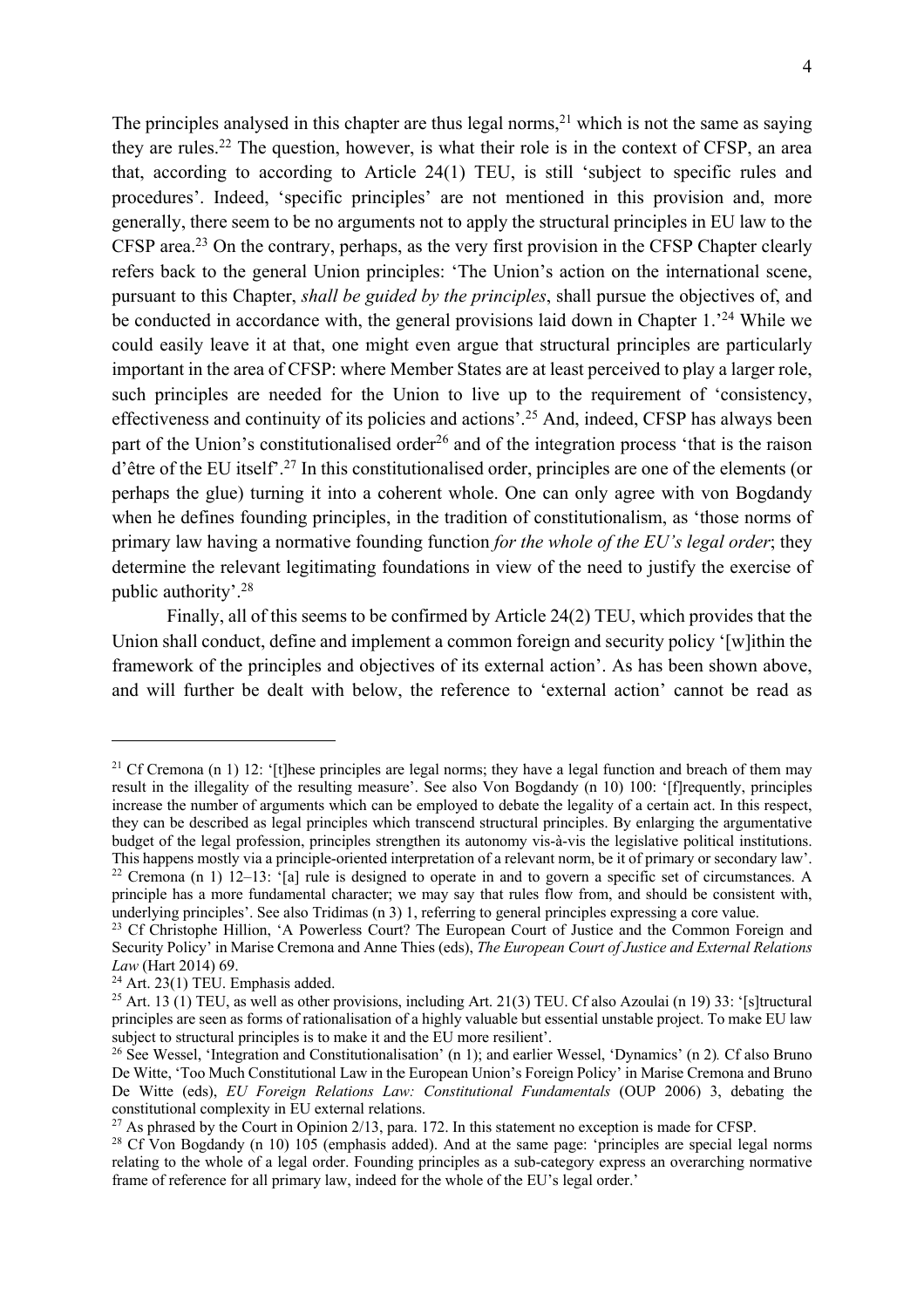The principles analysed in this chapter are thus legal norms,[21] which is not the same as saying they are rules.[22] The question, however, is what their role is in the context of CFSP, an area that, according to according to Article 24(1) TEU, is still 'subject to specific rules and procedures'. Indeed, 'specific principles' are not mentioned in this provision and, more generally, there seem to be no arguments not to apply the structural principles in EU law to the CFSP area.[23] On the contrary, perhaps, as the very first provision in the CFSP Chapter clearly refers back to the general Union principles: 'The Union's action on the international scene, pursuant to this Chapter, *shall be guided by the principles*, shall pursue the objectives of, and be conducted in accordance with, the general provisions laid down in Chapter 1.'[24] While we could easily leave it at that, one might even argue that structural principles are particularly important in the area of CFSP: where Member States are at least perceived to play a larger role, such principles are needed for the Union to live up to the requirement of 'consistency, effectiveness and continuity of its policies and actions'.[25] And, indeed, CFSP has always been part of the Union's constitutionalised order[26] and of the integration process 'that is the raison d'être of the EU itself'.[27] In this constitutionalised order, principles are one of the elements (or perhaps the glue) turning it into a coherent whole. One can only agree with von Bogdandy when he defines founding principles, in the tradition of constitutionalism, as 'those norms of primary law having a normative founding function *for the whole of the EU's legal order*; they determine the relevant legitimating foundations in view of the need to justify the exercise of public authority'.[28]

Finally, all of this seems to be confirmed by Article 24(2) TEU, which provides that the Union shall conduct, define and implement a common foreign and security policy '[w]ithin the framework of the principles and objectives of its external action'. As has been shown above, and will further be dealt with below, the reference to 'external action' cannot be read as

---

[21] Cf Cremona (n 1) 12: '[t]hese principles are legal norms; they have a legal function and breach of them may result in the illegality of the resulting measure'. See also Von Bogdandy (n 10) 100: '[f]requently, principles increase the number of arguments which can be employed to debate the legality of a certain act. In this respect, they can be described as legal principles which transcend structural principles. By enlarging the argumentative budget of the legal profession, principles strengthen its autonomy vis-à-vis the legislative political institutions. This happens mostly via a principle-oriented interpretation of a relevant norm, be it of primary or secondary law'.

[22] Cremona (n 1) 12–13: '[a] rule is designed to operate in and to govern a specific set of circumstances. A principle has a more fundamental character; we may say that rules flow from, and should be consistent with, underlying principles'. See also Tridimas (n 3) 1, referring to general principles expressing a core value.

[23] Cf Christophe Hillion, 'A Powerless Court? The European Court of Justice and the Common Foreign and Security Policy' in Marise Cremona and Anne Thies (eds), *The European Court of Justice and External Relations Law* (Hart 2014) 69.

[24] Art. 23(1) TEU. Emphasis added.

[25] Art. 13 (1) TEU, as well as other provisions, including Art. 21(3) TEU. Cf also Azoulai (n 19) 33: '[s]tructural principles are seen as forms of rationalisation of a highly valuable but essential unstable project. To make EU law subject to structural principles is to make it and the EU more resilient'.

[26] See Wessel, 'Integration and Constitutionalisation' (n 1); and earlier Wessel, 'Dynamics' (n 2)*.* Cf also Bruno De Witte, 'Too Much Constitutional Law in the European Union's Foreign Policy' in Marise Cremona and Bruno De Witte (eds), *EU Foreign Relations Law: Constitutional Fundamentals* (OUP 2006) 3, debating the constitutional complexity in EU external relations.

[27] As phrased by the Court in Opinion 2/13, para. 172. In this statement no exception is made for CFSP.

[28] Cf Von Bogdandy (n 10) 105 (emphasis added). And at the same page: 'principles are special legal norms relating to the whole of a legal order. Founding principles as a sub-category express an overarching normative frame of reference for all primary law, indeed for the whole of the EU's legal order.'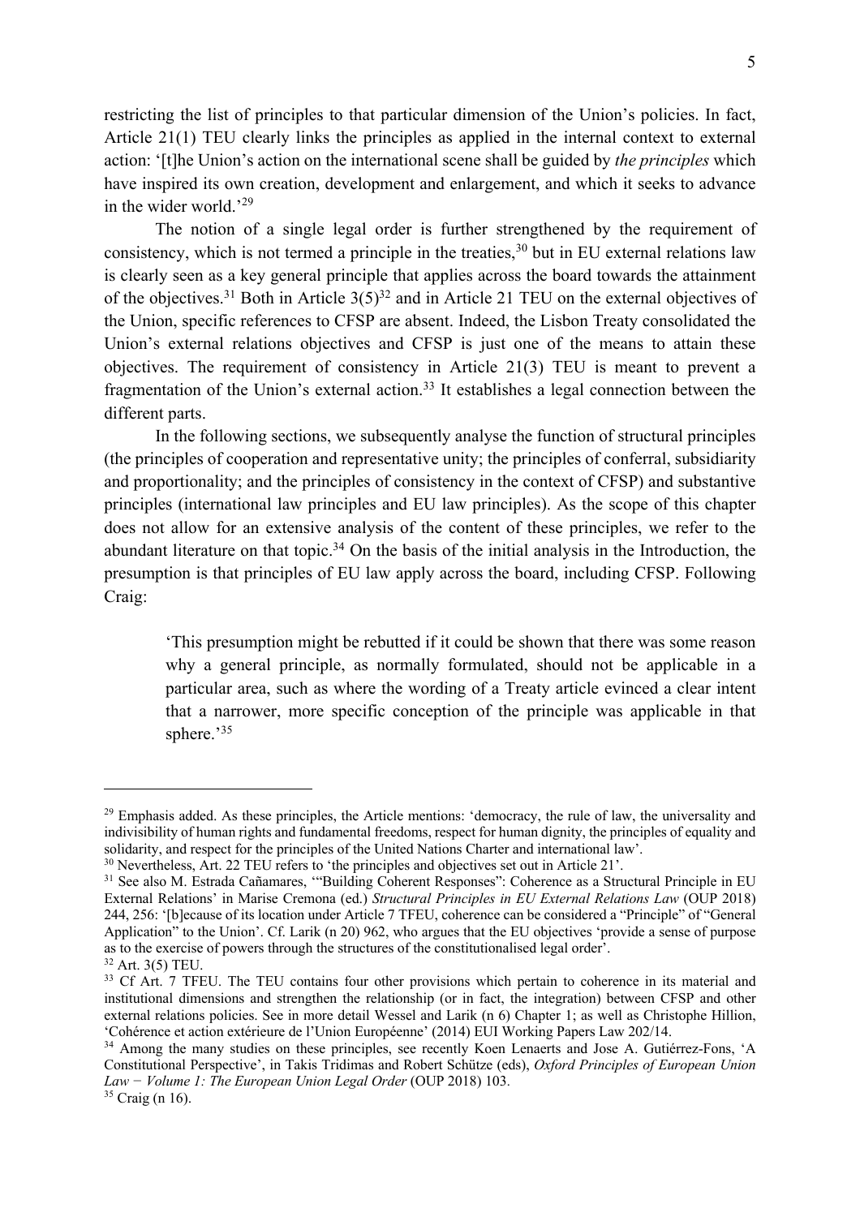restricting the list of principles to that particular dimension of the Union's policies. In fact, Article 21(1) TEU clearly links the principles as applied in the internal context to external action: '[t]he Union's action on the international scene shall be guided by *the principles* which have inspired its own creation, development and enlargement, and which it seeks to advance in the wider world.'[29]

The notion of a single legal order is further strengthened by the requirement of consistency, which is not termed a principle in the treaties,[30] but in EU external relations law is clearly seen as a key general principle that applies across the board towards the attainment of the objectives.[31] Both in Article 3(5)[32] and in Article 21 TEU on the external objectives of the Union, specific references to CFSP are absent. Indeed, the Lisbon Treaty consolidated the Union's external relations objectives and CFSP is just one of the means to attain these objectives. The requirement of consistency in Article 21(3) TEU is meant to prevent a fragmentation of the Union's external action.[33] It establishes a legal connection between the different parts.

In the following sections, we subsequently analyse the function of structural principles (the principles of cooperation and representative unity; the principles of conferral, subsidiarity and proportionality; and the principles of consistency in the context of CFSP) and substantive principles (international law principles and EU law principles). As the scope of this chapter does not allow for an extensive analysis of the content of these principles, we refer to the abundant literature on that topic.[34] On the basis of the initial analysis in the Introduction, the presumption is that principles of EU law apply across the board, including CFSP. Following Craig:

> 'This presumption might be rebutted if it could be shown that there was some reason why a general principle, as normally formulated, should not be applicable in a particular area, such as where the wording of a Treaty article evinced a clear intent that a narrower, more specific conception of the principle was applicable in that sphere.'[35]

---

[29] Emphasis added. As these principles, the Article mentions: 'democracy, the rule of law, the universality and indivisibility of human rights and fundamental freedoms, respect for human dignity, the principles of equality and solidarity, and respect for the principles of the United Nations Charter and international law'.

[30] Nevertheless, Art. 22 TEU refers to 'the principles and objectives set out in Article 21'.

[31] See also M. Estrada Cañamares, '"Building Coherent Responses": Coherence as a Structural Principle in EU External Relations' in Marise Cremona (ed.) *Structural Principles in EU External Relations Law* (OUP 2018) 244, 256: '[b]ecause of its location under Article 7 TFEU, coherence can be considered a "Principle" of "General Application" to the Union'. Cf. Larik (n 20) 962, who argues that the EU objectives 'provide a sense of purpose as to the exercise of powers through the structures of the constitutionalised legal order'.

[32] Art. 3(5) TEU.

[33] Cf Art. 7 TFEU. The TEU contains four other provisions which pertain to coherence in its material and institutional dimensions and strengthen the relationship (or in fact, the integration) between CFSP and other external relations policies. See in more detail Wessel and Larik (n 6) Chapter 1; as well as Christophe Hillion, 'Cohérence et action extérieure de l'Union Européenne' (2014) EUI Working Papers Law 202/14.

[34] Among the many studies on these principles, see recently Koen Lenaerts and Jose A. Gutiérrez-Fons, 'A Constitutional Perspective', in Takis Tridimas and Robert Schütze (eds), *Oxford Principles of European Union Law − Volume 1: The European Union Legal Order* (OUP 2018) 103.

[35] Craig (n 16).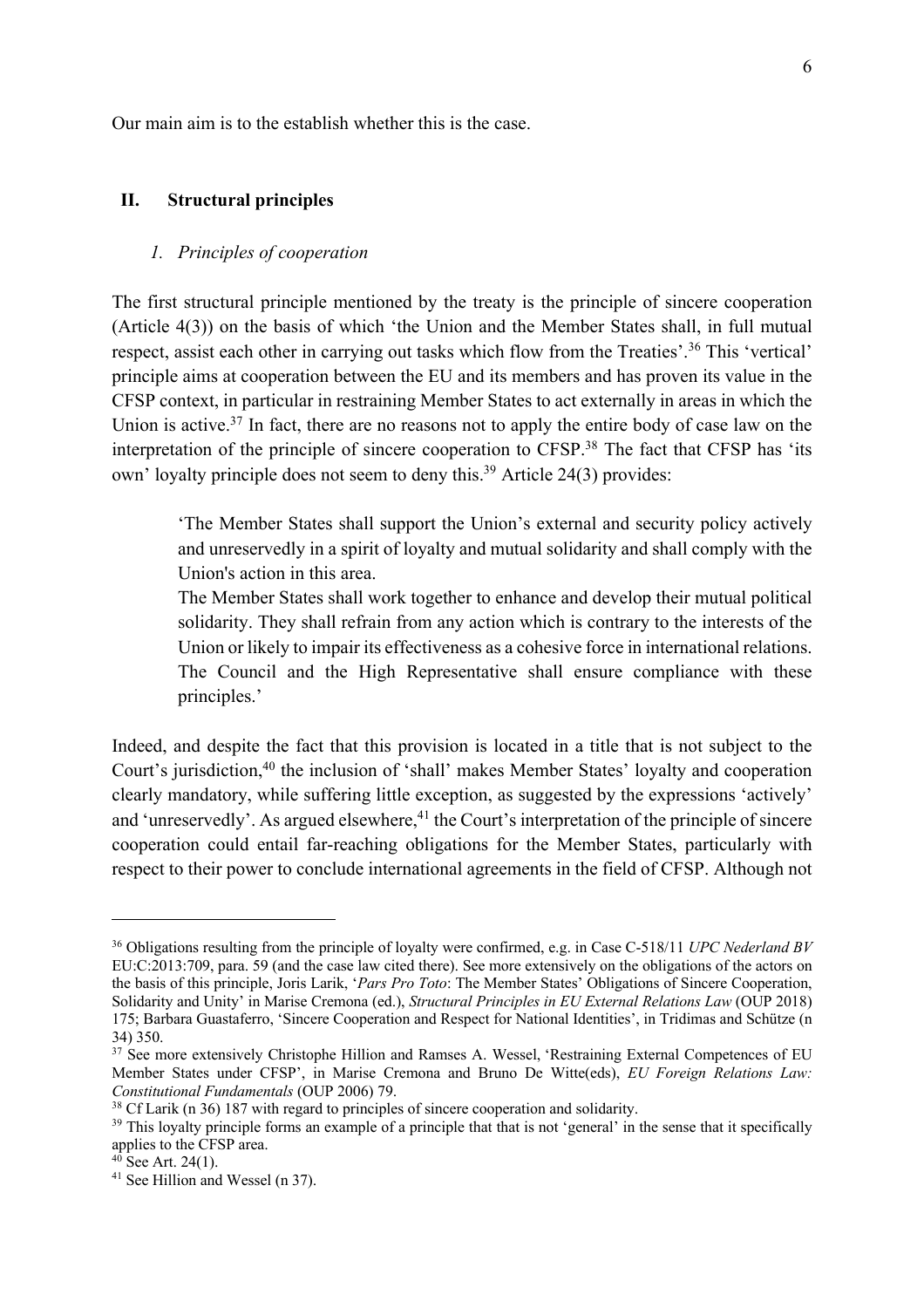Our main aim is to the establish whether this is the case.

## II. Structural principles

### *1. Principles of cooperation*

The first structural principle mentioned by the treaty is the principle of sincere cooperation (Article 4(3)) on the basis of which 'the Union and the Member States shall, in full mutual respect, assist each other in carrying out tasks which flow from the Treaties'.[36] This 'vertical' principle aims at cooperation between the EU and its members and has proven its value in the CFSP context, in particular in restraining Member States to act externally in areas in which the Union is active.[37] In fact, there are no reasons not to apply the entire body of case law on the interpretation of the principle of sincere cooperation to CFSP.[38] The fact that CFSP has 'its own' loyalty principle does not seem to deny this.[39] Article 24(3) provides:

> 'The Member States shall support the Union's external and security policy actively and unreservedly in a spirit of loyalty and mutual solidarity and shall comply with the Union's action in this area.
>
> The Member States shall work together to enhance and develop their mutual political solidarity. They shall refrain from any action which is contrary to the interests of the Union or likely to impair its effectiveness as a cohesive force in international relations. The Council and the High Representative shall ensure compliance with these principles.'

Indeed, and despite the fact that this provision is located in a title that is not subject to the Court's jurisdiction,[40] the inclusion of 'shall' makes Member States' loyalty and cooperation clearly mandatory, while suffering little exception, as suggested by the expressions 'actively' and 'unreservedly'. As argued elsewhere,[41] the Court's interpretation of the principle of sincere cooperation could entail far-reaching obligations for the Member States, particularly with respect to their power to conclude international agreements in the field of CFSP. Although not

---

[36] Obligations resulting from the principle of loyalty were confirmed, e.g. in Case C-518/11 *UPC Nederland BV* EU:C:2013:709, para. 59 (and the case law cited there). See more extensively on the obligations of the actors on the basis of this principle, Joris Larik, '*Pars Pro Toto*: The Member States' Obligations of Sincere Cooperation, Solidarity and Unity' in Marise Cremona (ed.), *Structural Principles in EU External Relations Law* (OUP 2018) 175; Barbara Guastaferro, 'Sincere Cooperation and Respect for National Identities', in Tridimas and Schütze (n 34) 350.

[37] See more extensively Christophe Hillion and Ramses A. Wessel, 'Restraining External Competences of EU Member States under CFSP', in Marise Cremona and Bruno De Witte(eds), *EU Foreign Relations Law: Constitutional Fundamentals* (OUP 2006) 79.

[38] Cf Larik (n 36) 187 with regard to principles of sincere cooperation and solidarity.

[39] This loyalty principle forms an example of a principle that that is not 'general' in the sense that it specifically applies to the CFSP area.

[40] See Art. 24(1).

[41] See Hillion and Wessel (n 37).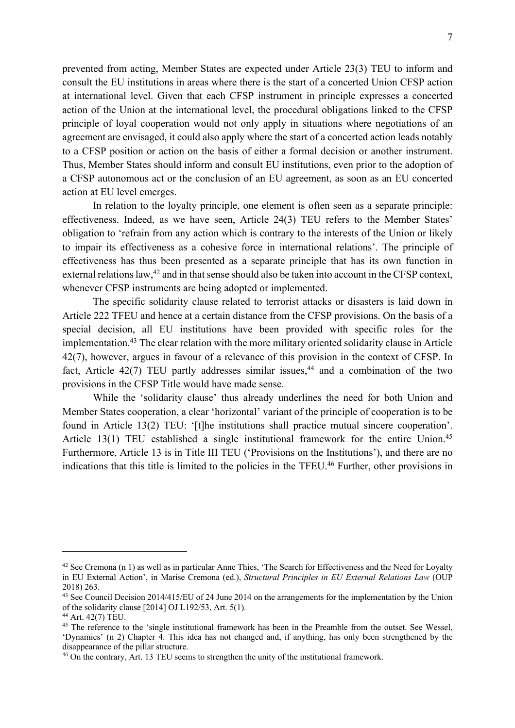prevented from acting, Member States are expected under Article 23(3) TEU to inform and consult the EU institutions in areas where there is the start of a concerted Union CFSP action at international level. Given that each CFSP instrument in principle expresses a concerted action of the Union at the international level, the procedural obligations linked to the CFSP principle of loyal cooperation would not only apply in situations where negotiations of an agreement are envisaged, it could also apply where the start of a concerted action leads notably to a CFSP position or action on the basis of either a formal decision or another instrument. Thus, Member States should inform and consult EU institutions, even prior to the adoption of a CFSP autonomous act or the conclusion of an EU agreement, as soon as an EU concerted action at EU level emerges.

In relation to the loyalty principle, one element is often seen as a separate principle: effectiveness. Indeed, as we have seen, Article 24(3) TEU refers to the Member States' obligation to 'refrain from any action which is contrary to the interests of the Union or likely to impair its effectiveness as a cohesive force in international relations'. The principle of effectiveness has thus been presented as a separate principle that has its own function in external relations law,[42] and in that sense should also be taken into account in the CFSP context, whenever CFSP instruments are being adopted or implemented.

The specific solidarity clause related to terrorist attacks or disasters is laid down in Article 222 TFEU and hence at a certain distance from the CFSP provisions. On the basis of a special decision, all EU institutions have been provided with specific roles for the implementation.[43] The clear relation with the more military oriented solidarity clause in Article 42(7), however, argues in favour of a relevance of this provision in the context of CFSP. In fact, Article 42(7) TEU partly addresses similar issues,[44] and a combination of the two provisions in the CFSP Title would have made sense.

While the 'solidarity clause' thus already underlines the need for both Union and Member States cooperation, a clear 'horizontal' variant of the principle of cooperation is to be found in Article 13(2) TEU: '[t]he institutions shall practice mutual sincere cooperation'. Article 13(1) TEU established a single institutional framework for the entire Union.[45] Furthermore, Article 13 is in Title III TEU ('Provisions on the Institutions'), and there are no indications that this title is limited to the policies in the TFEU.[46] Further, other provisions in

---

[42] See Cremona (n 1) as well as in particular Anne Thies, 'The Search for Effectiveness and the Need for Loyalty in EU External Action', in Marise Cremona (ed.), *Structural Principles in EU External Relations Law* (OUP 2018) 263.

[43] See Council Decision 2014/415/EU of 24 June 2014 on the arrangements for the implementation by the Union of the solidarity clause [2014] OJ L192/53, Art. 5(1).

[44] Art. 42(7) TEU.

[45] The reference to the 'single institutional framework has been in the Preamble from the outset. See Wessel, 'Dynamics' (n 2) Chapter 4. This idea has not changed and, if anything, has only been strengthened by the disappearance of the pillar structure.

[46] On the contrary, Art. 13 TEU seems to strengthen the unity of the institutional framework.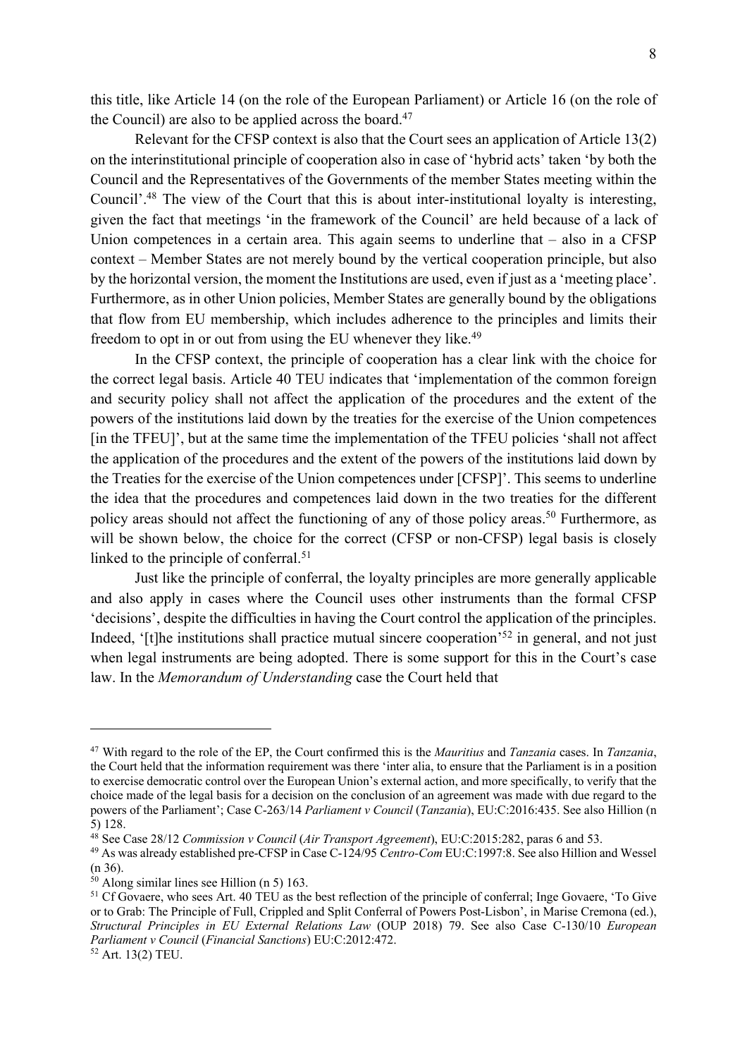this title, like Article 14 (on the role of the European Parliament) or Article 16 (on the role of the Council) are also to be applied across the board.[47]

Relevant for the CFSP context is also that the Court sees an application of Article 13(2) on the interinstitutional principle of cooperation also in case of 'hybrid acts' taken 'by both the Council and the Representatives of the Governments of the member States meeting within the Council'.[48] The view of the Court that this is about inter-institutional loyalty is interesting, given the fact that meetings 'in the framework of the Council' are held because of a lack of Union competences in a certain area. This again seems to underline that – also in a CFSP context – Member States are not merely bound by the vertical cooperation principle, but also by the horizontal version, the moment the Institutions are used, even if just as a 'meeting place'. Furthermore, as in other Union policies, Member States are generally bound by the obligations that flow from EU membership, which includes adherence to the principles and limits their freedom to opt in or out from using the EU whenever they like.[49]

In the CFSP context, the principle of cooperation has a clear link with the choice for the correct legal basis. Article 40 TEU indicates that 'implementation of the common foreign and security policy shall not affect the application of the procedures and the extent of the powers of the institutions laid down by the treaties for the exercise of the Union competences [in the TFEU]', but at the same time the implementation of the TFEU policies 'shall not affect the application of the procedures and the extent of the powers of the institutions laid down by the Treaties for the exercise of the Union competences under [CFSP]'. This seems to underline the idea that the procedures and competences laid down in the two treaties for the different policy areas should not affect the functioning of any of those policy areas.[50] Furthermore, as will be shown below, the choice for the correct (CFSP or non-CFSP) legal basis is closely linked to the principle of conferral.[51]

Just like the principle of conferral, the loyalty principles are more generally applicable and also apply in cases where the Council uses other instruments than the formal CFSP 'decisions', despite the difficulties in having the Court control the application of the principles. Indeed, '[t]he institutions shall practice mutual sincere cooperation'[52] in general, and not just when legal instruments are being adopted. There is some support for this in the Court's case law. In the *Memorandum of Understanding* case the Court held that

---

[47] With regard to the role of the EP, the Court confirmed this is the *Mauritius* and *Tanzania* cases. In *Tanzania*, the Court held that the information requirement was there 'inter alia, to ensure that the Parliament is in a position to exercise democratic control over the European Union's external action, and more specifically, to verify that the choice made of the legal basis for a decision on the conclusion of an agreement was made with due regard to the powers of the Parliament'; Case C-263/14 *Parliament v Council* (*Tanzania*), EU:C:2016:435. See also Hillion (n 5) 128.

[48] See Case 28/12 *Commission v Council* (*Air Transport Agreement*), EU:C:2015:282, paras 6 and 53.

[49] As was already established pre-CFSP in Case C-124/95 *Centro-Com* EU:C:1997:8. See also Hillion and Wessel (n 36).

[50] Along similar lines see Hillion (n 5) 163.

[51] Cf Govaere, who sees Art. 40 TEU as the best reflection of the principle of conferral; Inge Govaere, 'To Give or to Grab: The Principle of Full, Crippled and Split Conferral of Powers Post-Lisbon', in Marise Cremona (ed.), *Structural Principles in EU External Relations Law* (OUP 2018) 79. See also Case C-130/10 *European Parliament v Council* (*Financial Sanctions*) EU:C:2012:472.

[52] Art. 13(2) TEU.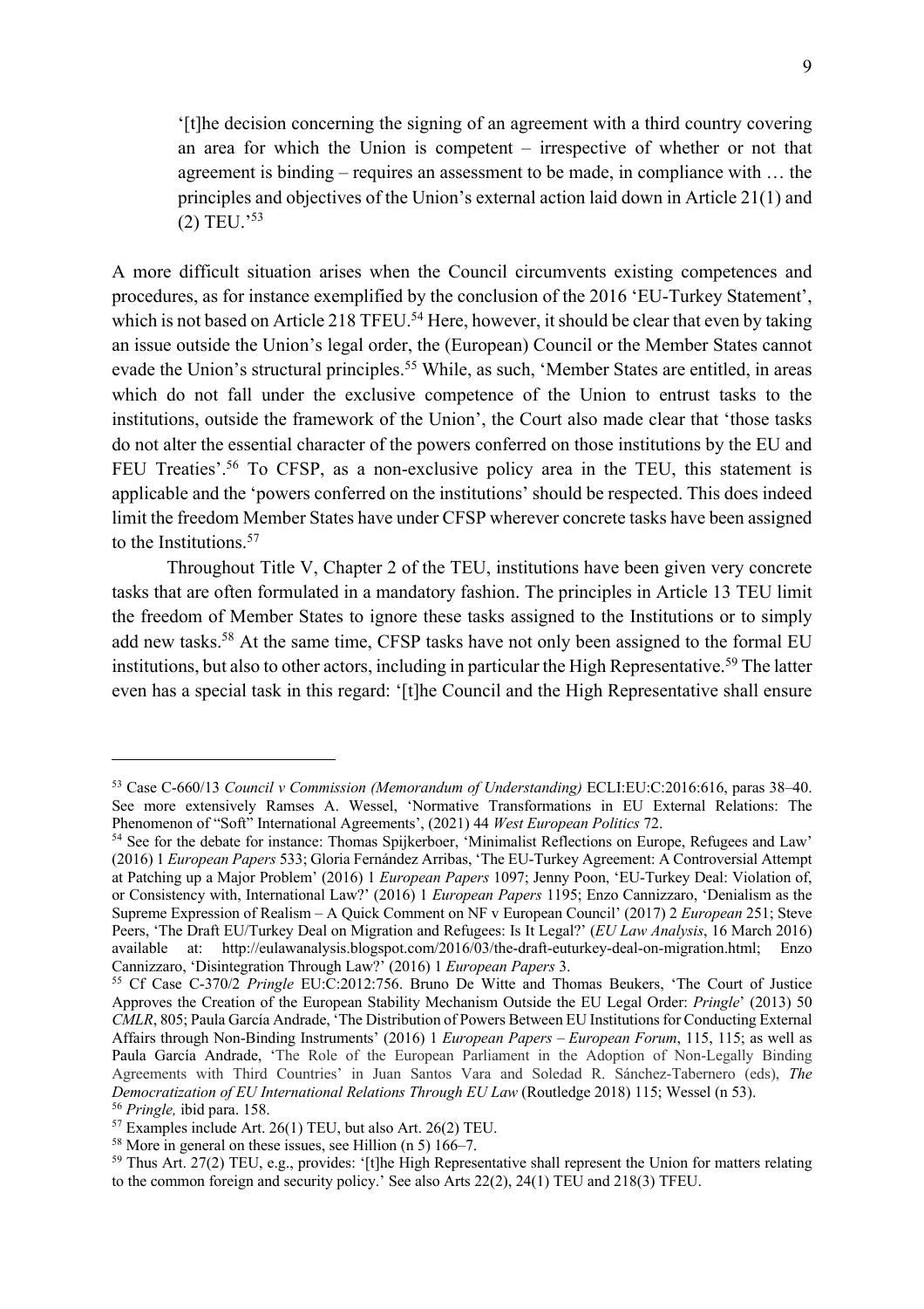> '[t]he decision concerning the signing of an agreement with a third country covering an area for which the Union is competent – irrespective of whether or not that agreement is binding – requires an assessment to be made, in compliance with … the principles and objectives of the Union's external action laid down in Article 21(1) and (2) TEU.'[53]

A more difficult situation arises when the Council circumvents existing competences and procedures, as for instance exemplified by the conclusion of the 2016 'EU-Turkey Statement', which is not based on Article 218 TFEU.[54] Here, however, it should be clear that even by taking an issue outside the Union's legal order, the (European) Council or the Member States cannot evade the Union's structural principles.[55] While, as such, 'Member States are entitled, in areas which do not fall under the exclusive competence of the Union to entrust tasks to the institutions, outside the framework of the Union', the Court also made clear that 'those tasks do not alter the essential character of the powers conferred on those institutions by the EU and FEU Treaties'.[56] To CFSP, as a non-exclusive policy area in the TEU, this statement is applicable and the 'powers conferred on the institutions' should be respected. This does indeed limit the freedom Member States have under CFSP wherever concrete tasks have been assigned to the Institutions.[57]

Throughout Title V, Chapter 2 of the TEU, institutions have been given very concrete tasks that are often formulated in a mandatory fashion. The principles in Article 13 TEU limit the freedom of Member States to ignore these tasks assigned to the Institutions or to simply add new tasks.[58] At the same time, CFSP tasks have not only been assigned to the formal EU institutions, but also to other actors, including in particular the High Representative.[59] The latter even has a special task in this regard: '[t]he Council and the High Representative shall ensure

---

[53] Case C-660/13 *Council v Commission (Memorandum of Understanding)* ECLI:EU:C:2016:616, paras 38–40. See more extensively Ramses A. Wessel, 'Normative Transformations in EU External Relations: The Phenomenon of "Soft" International Agreements', (2021) 44 *West European Politics* 72.

[54] See for the debate for instance: Thomas Spijkerboer, 'Minimalist Reflections on Europe, Refugees and Law' (2016) 1 *European Papers* 533; Gloria Fernández Arribas, 'The EU-Turkey Agreement: A Controversial Attempt at Patching up a Major Problem' (2016) 1 *European Papers* 1097; Jenny Poon, 'EU-Turkey Deal: Violation of, or Consistency with, International Law?' (2016) 1 *European Papers* 1195; Enzo Cannizzaro, 'Denialism as the Supreme Expression of Realism – A Quick Comment on NF v European Council' (2017) 2 *European* 251; Steve Peers, 'The Draft EU/Turkey Deal on Migration and Refugees: Is It Legal?' (*EU Law Analysis*, 16 March 2016) available at: http://eulawanalysis.blogspot.com/2016/03/the-draft-euturkey-deal-on-migration.html; Enzo Cannizzaro, 'Disintegration Through Law?' (2016) 1 *European Papers* 3.

[55] Cf Case C-370/2 *Pringle* EU:C:2012:756. Bruno De Witte and Thomas Beukers, 'The Court of Justice Approves the Creation of the European Stability Mechanism Outside the EU Legal Order: *Pringle*' (2013) 50 *CMLR*, 805; Paula García Andrade, 'The Distribution of Powers Between EU Institutions for Conducting External Affairs through Non-Binding Instruments' (2016) 1 *European Papers – European Forum*, 115, 115; as well as Paula García Andrade, 'The Role of the European Parliament in the Adoption of Non-Legally Binding Agreements with Third Countries' in Juan Santos Vara and Soledad R. Sánchez-Tabernero (eds), *The Democratization of EU International Relations Through EU Law* (Routledge 2018) 115; Wessel (n 53).

[56] *Pringle,* ibid para. 158.

[57] Examples include Art. 26(1) TEU, but also Art. 26(2) TEU.

[58] More in general on these issues, see Hillion (n 5) 166–7.

[59] Thus Art. 27(2) TEU, e.g., provides: '[t]he High Representative shall represent the Union for matters relating to the common foreign and security policy.' See also Arts 22(2), 24(1) TEU and 218(3) TFEU.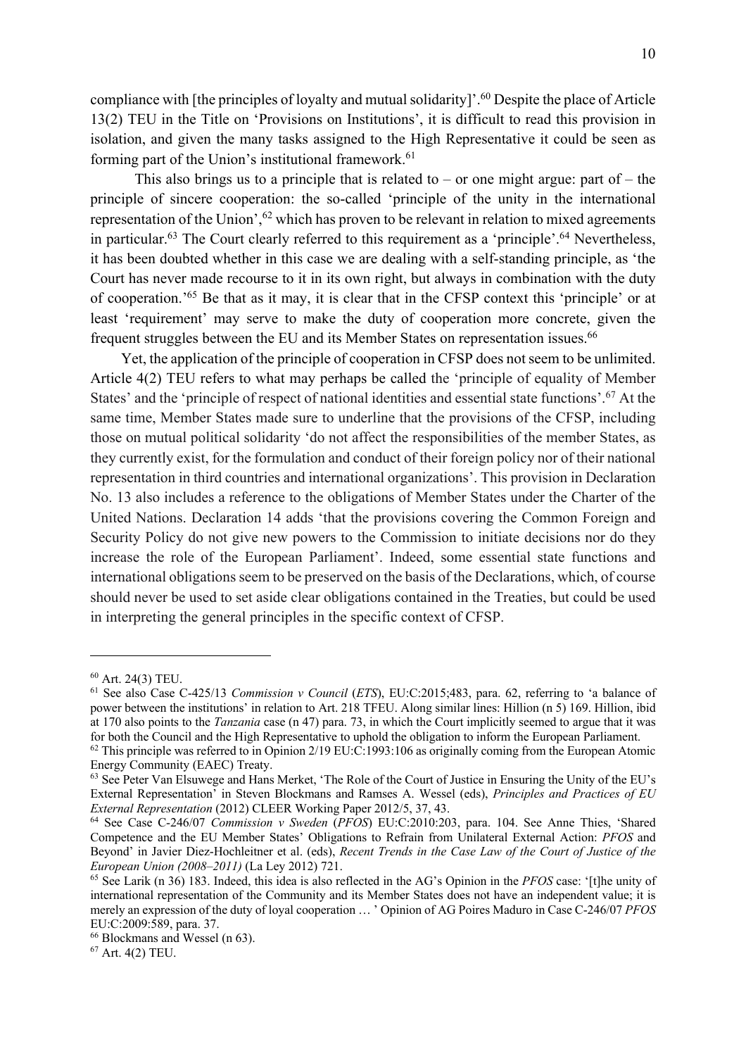compliance with [the principles of loyalty and mutual solidarity]'.[60] Despite the place of Article 13(2) TEU in the Title on 'Provisions on Institutions', it is difficult to read this provision in isolation, and given the many tasks assigned to the High Representative it could be seen as forming part of the Union's institutional framework.[61]

This also brings us to a principle that is related to – or one might argue: part of – the principle of sincere cooperation: the so-called 'principle of the unity in the international representation of the Union',[62] which has proven to be relevant in relation to mixed agreements in particular.[63] The Court clearly referred to this requirement as a 'principle'.[64] Nevertheless, it has been doubted whether in this case we are dealing with a self-standing principle, as 'the Court has never made recourse to it in its own right, but always in combination with the duty of cooperation.'[65] Be that as it may, it is clear that in the CFSP context this 'principle' or at least 'requirement' may serve to make the duty of cooperation more concrete, given the frequent struggles between the EU and its Member States on representation issues.[66]

Yet, the application of the principle of cooperation in CFSP does not seem to be unlimited. Article 4(2) TEU refers to what may perhaps be called the 'principle of equality of Member States' and the 'principle of respect of national identities and essential state functions'.[67] At the same time, Member States made sure to underline that the provisions of the CFSP, including those on mutual political solidarity 'do not affect the responsibilities of the member States, as they currently exist, for the formulation and conduct of their foreign policy nor of their national representation in third countries and international organizations'. This provision in Declaration No. 13 also includes a reference to the obligations of Member States under the Charter of the United Nations. Declaration 14 adds 'that the provisions covering the Common Foreign and Security Policy do not give new powers to the Commission to initiate decisions nor do they increase the role of the European Parliament'. Indeed, some essential state functions and international obligations seem to be preserved on the basis of the Declarations, which, of course should never be used to set aside clear obligations contained in the Treaties, but could be used in interpreting the general principles in the specific context of CFSP.

---

[60] Art. 24(3) TEU.

[61] See also Case C-425/13 *Commission v Council* (*ETS*), EU:C:2015;483, para. 62, referring to 'a balance of power between the institutions' in relation to Art. 218 TFEU. Along similar lines: Hillion (n 5) 169. Hillion, ibid at 170 also points to the *Tanzania* case (n 47) para. 73, in which the Court implicitly seemed to argue that it was for both the Council and the High Representative to uphold the obligation to inform the European Parliament.

[62] This principle was referred to in Opinion 2/19 EU:C:1993:106 as originally coming from the European Atomic Energy Community (EAEC) Treaty.

[63] See Peter Van Elsuwege and Hans Merket, 'The Role of the Court of Justice in Ensuring the Unity of the EU's External Representation' in Steven Blockmans and Ramses A. Wessel (eds), *Principles and Practices of EU External Representation* (2012) CLEER Working Paper 2012/5, 37, 43.

[64] See Case C-246/07 *Commission v Sweden* (*PFOS*) EU:C:2010:203, para. 104. See Anne Thies, 'Shared Competence and the EU Member States' Obligations to Refrain from Unilateral External Action: *PFOS* and Beyond' in Javier Diez-Hochleitner et al. (eds), *Recent Trends in the Case Law of the Court of Justice of the European Union (2008–2011)* (La Ley 2012) 721.

[65] See Larik (n 36) 183. Indeed, this idea is also reflected in the AG's Opinion in the *PFOS* case: '[t]he unity of international representation of the Community and its Member States does not have an independent value; it is merely an expression of the duty of loyal cooperation … ' Opinion of AG Poires Maduro in Case C-246/07 *PFOS* EU:C:2009:589, para. 37.

[66] Blockmans and Wessel (n 63).

[67] Art. 4(2) TEU.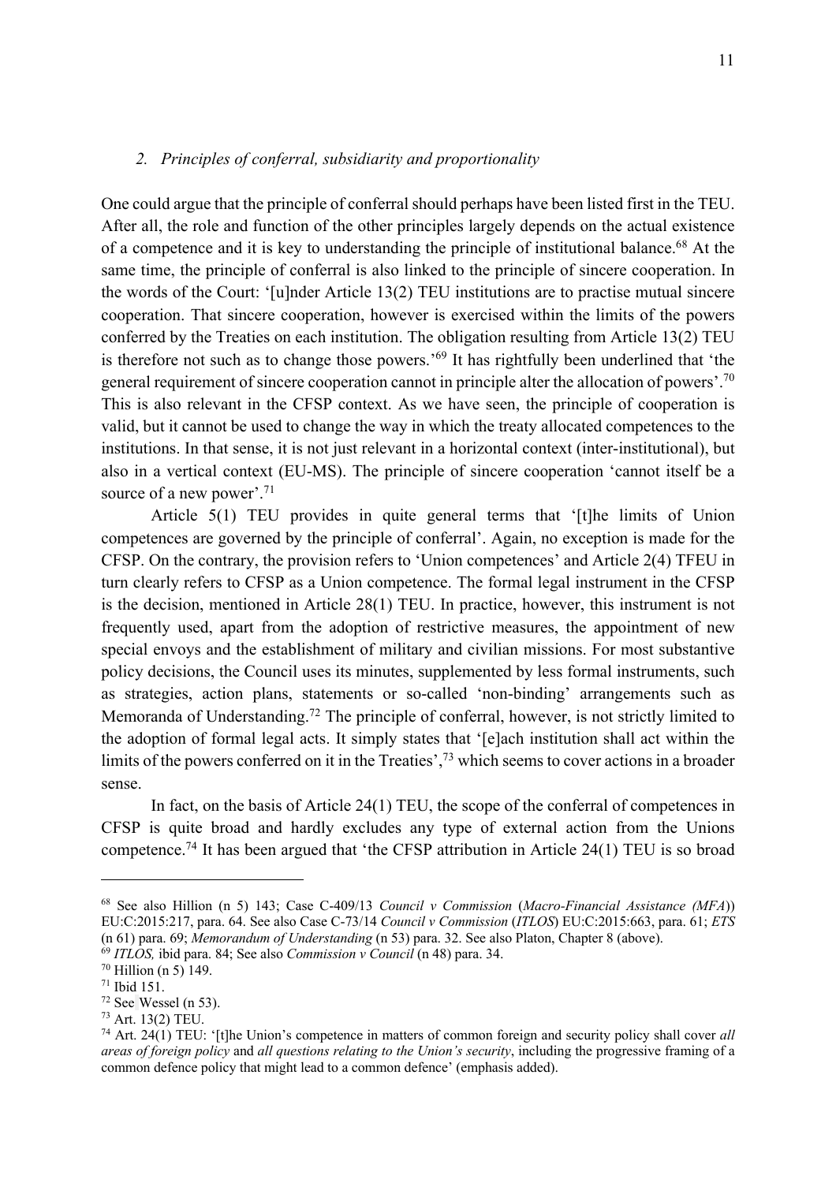## 2. *Principles of conferral, subsidiarity and proportionality*

One could argue that the principle of conferral should perhaps have been listed first in the TEU. After all, the role and function of the other principles largely depends on the actual existence of a competence and it is key to understanding the principle of institutional balance.[68] At the same time, the principle of conferral is also linked to the principle of sincere cooperation. In the words of the Court: '[u]nder Article 13(2) TEU institutions are to practise mutual sincere cooperation. That sincere cooperation, however is exercised within the limits of the powers conferred by the Treaties on each institution. The obligation resulting from Article 13(2) TEU is therefore not such as to change those powers.'[69] It has rightfully been underlined that 'the general requirement of sincere cooperation cannot in principle alter the allocation of powers'.[70] This is also relevant in the CFSP context. As we have seen, the principle of cooperation is valid, but it cannot be used to change the way in which the treaty allocated competences to the institutions. In that sense, it is not just relevant in a horizontal context (inter-institutional), but also in a vertical context (EU-MS). The principle of sincere cooperation 'cannot itself be a source of a new power'.[71]

Article 5(1) TEU provides in quite general terms that '[t]he limits of Union competences are governed by the principle of conferral'. Again, no exception is made for the CFSP. On the contrary, the provision refers to 'Union competences' and Article 2(4) TFEU in turn clearly refers to CFSP as a Union competence. The formal legal instrument in the CFSP is the decision, mentioned in Article 28(1) TEU. In practice, however, this instrument is not frequently used, apart from the adoption of restrictive measures, the appointment of new special envoys and the establishment of military and civilian missions. For most substantive policy decisions, the Council uses its minutes, supplemented by less formal instruments, such as strategies, action plans, statements or so-called 'non-binding' arrangements such as Memoranda of Understanding.[72] The principle of conferral, however, is not strictly limited to the adoption of formal legal acts. It simply states that '[e]ach institution shall act within the limits of the powers conferred on it in the Treaties',[73] which seems to cover actions in a broader sense.

In fact, on the basis of Article 24(1) TEU, the scope of the conferral of competences in CFSP is quite broad and hardly excludes any type of external action from the Unions competence.[74] It has been argued that 'the CFSP attribution in Article 24(1) TEU is so broad

---

[68] See also Hillion (n 5) 143; Case C-409/13 *Council v Commission* (*Macro-Financial Assistance (MFA)*) EU:C:2015:217, para. 64. See also Case C-73/14 *Council v Commission* (*ITLOS*) EU:C:2015:663, para. 61; *ETS* (n 61) para. 69; *Memorandum of Understanding* (n 53) para. 32. See also Platon, Chapter 8 (above).

[69] *ITLOS,* ibid para. 84; See also *Commission v Council* (n 48) para. 34.

[70] Hillion (n 5) 149.

[71] Ibid 151.

[72] See Wessel (n 53).

[73] Art. 13(2) TEU.

[74] Art. 24(1) TEU: '[t]he Union's competence in matters of common foreign and security policy shall cover *all areas of foreign policy* and *all questions relating to the Union's security*, including the progressive framing of a common defence policy that might lead to a common defence' (emphasis added).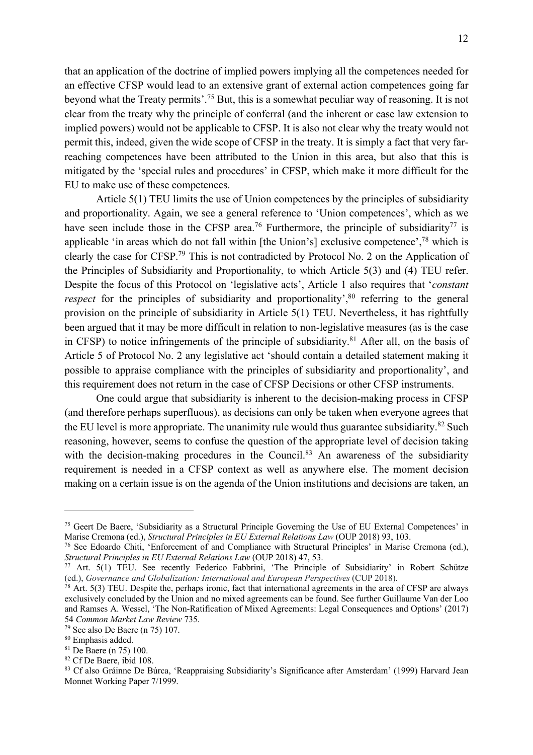that an application of the doctrine of implied powers implying all the competences needed for an effective CFSP would lead to an extensive grant of external action competences going far beyond what the Treaty permits'.[75] But, this is a somewhat peculiar way of reasoning. It is not clear from the treaty why the principle of conferral (and the inherent or case law extension to implied powers) would not be applicable to CFSP. It is also not clear why the treaty would not permit this, indeed, given the wide scope of CFSP in the treaty. It is simply a fact that very far-reaching competences have been attributed to the Union in this area, but also that this is mitigated by the 'special rules and procedures' in CFSP, which make it more difficult for the EU to make use of these competences.

Article 5(1) TEU limits the use of Union competences by the principles of subsidiarity and proportionality. Again, we see a general reference to 'Union competences', which as we have seen include those in the CFSP area.[76] Furthermore, the principle of subsidiarity[77] is applicable 'in areas which do not fall within [the Union's] exclusive competence',[78] which is clearly the case for CFSP.[79] This is not contradicted by Protocol No. 2 on the Application of the Principles of Subsidiarity and Proportionality, to which Article 5(3) and (4) TEU refer. Despite the focus of this Protocol on 'legislative acts', Article 1 also requires that '*constant respect* for the principles of subsidiarity and proportionality',[80] referring to the general provision on the principle of subsidiarity in Article 5(1) TEU. Nevertheless, it has rightfully been argued that it may be more difficult in relation to non-legislative measures (as is the case in CFSP) to notice infringements of the principle of subsidiarity.[81] After all, on the basis of Article 5 of Protocol No. 2 any legislative act 'should contain a detailed statement making it possible to appraise compliance with the principles of subsidiarity and proportionality', and this requirement does not return in the case of CFSP Decisions or other CFSP instruments.

One could argue that subsidiarity is inherent to the decision-making process in CFSP (and therefore perhaps superfluous), as decisions can only be taken when everyone agrees that the EU level is more appropriate. The unanimity rule would thus guarantee subsidiarity.[82] Such reasoning, however, seems to confuse the question of the appropriate level of decision taking with the decision-making procedures in the Council.[83] An awareness of the subsidiarity requirement is needed in a CFSP context as well as anywhere else. The moment decision making on a certain issue is on the agenda of the Union institutions and decisions are taken, an

---

[75] Geert De Baere, 'Subsidiarity as a Structural Principle Governing the Use of EU External Competences' in Marise Cremona (ed.), *Structural Principles in EU External Relations Law* (OUP 2018) 93, 103.

[76] See Edoardo Chiti, 'Enforcement of and Compliance with Structural Principles' in Marise Cremona (ed.), *Structural Principles in EU External Relations Law* (OUP 2018) 47, 53.

[77] Art. 5(1) TEU. See recently Federico Fabbrini, 'The Principle of Subsidiarity' in Robert Schütze (ed.), *Governance and Globalization: International and European Perspectives* (CUP 2018).

[78] Art. 5(3) TEU. Despite the, perhaps ironic, fact that international agreements in the area of CFSP are always exclusively concluded by the Union and no mixed agreements can be found. See further Guillaume Van der Loo and Ramses A. Wessel, 'The Non-Ratification of Mixed Agreements: Legal Consequences and Options' (2017) 54 *Common Market Law Review* 735.

[79] See also De Baere (n 75) 107.

[80] Emphasis added.

[81] De Baere (n 75) 100.

[82] Cf De Baere, ibid 108.

[83] Cf also Gráinne De Búrca, 'Reappraising Subsidiarity's Significance after Amsterdam' (1999) Harvard Jean Monnet Working Paper 7/1999.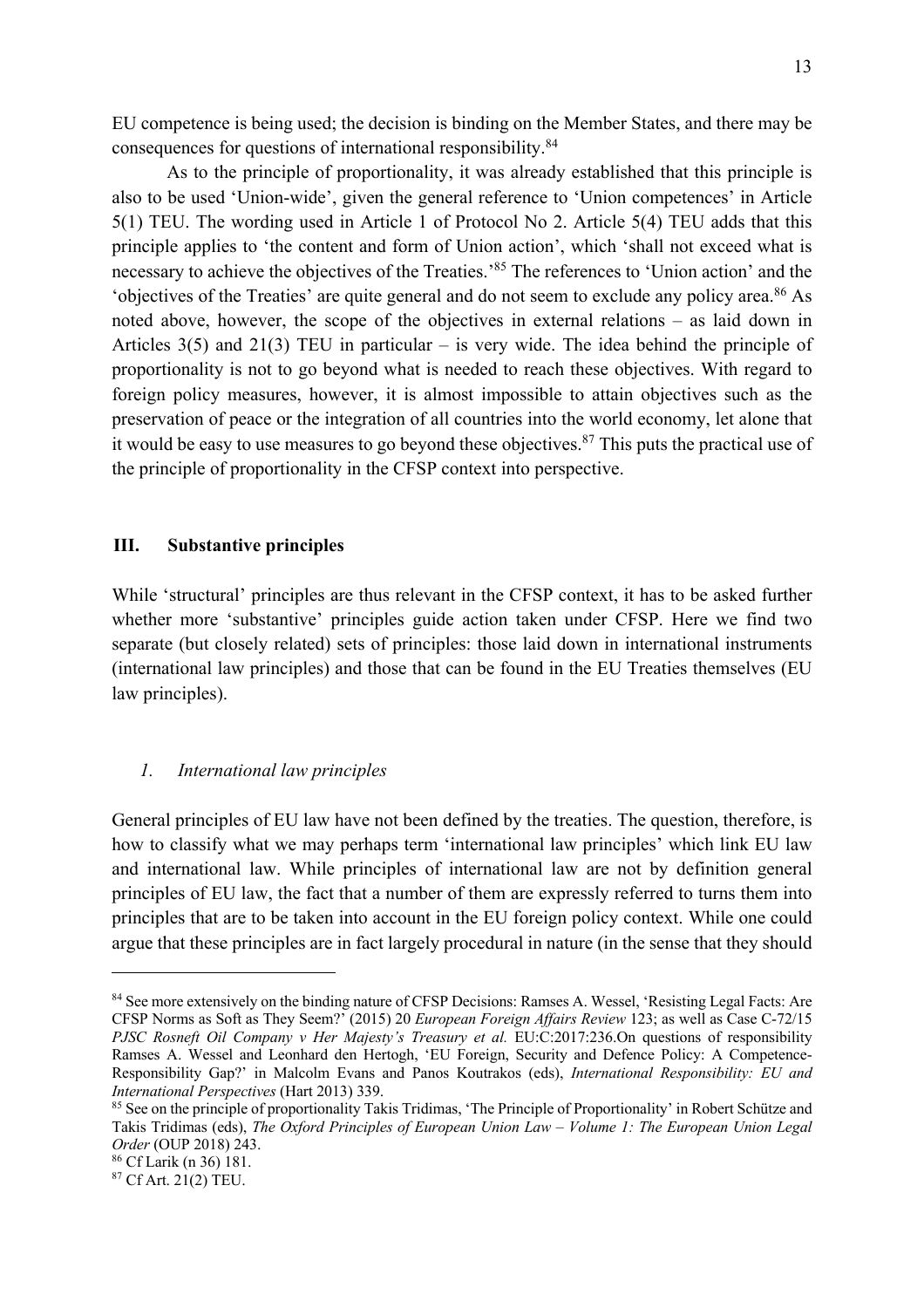EU competence is being used; the decision is binding on the Member States, and there may be consequences for questions of international responsibility.[84]

As to the principle of proportionality, it was already established that this principle is also to be used 'Union-wide', given the general reference to 'Union competences' in Article 5(1) TEU. The wording used in Article 1 of Protocol No 2. Article 5(4) TEU adds that this principle applies to 'the content and form of Union action', which 'shall not exceed what is necessary to achieve the objectives of the Treaties.'[85] The references to 'Union action' and the 'objectives of the Treaties' are quite general and do not seem to exclude any policy area.[86] As noted above, however, the scope of the objectives in external relations – as laid down in Articles 3(5) and 21(3) TEU in particular – is very wide. The idea behind the principle of proportionality is not to go beyond what is needed to reach these objectives. With regard to foreign policy measures, however, it is almost impossible to attain objectives such as the preservation of peace or the integration of all countries into the world economy, let alone that it would be easy to use measures to go beyond these objectives.[87] This puts the practical use of the principle of proportionality in the CFSP context into perspective.

## III. Substantive principles

While 'structural' principles are thus relevant in the CFSP context, it has to be asked further whether more 'substantive' principles guide action taken under CFSP. Here we find two separate (but closely related) sets of principles: those laid down in international instruments (international law principles) and those that can be found in the EU Treaties themselves (EU law principles).

### *1. International law principles*

General principles of EU law have not been defined by the treaties. The question, therefore, is how to classify what we may perhaps term 'international law principles' which link EU law and international law. While principles of international law are not by definition general principles of EU law, the fact that a number of them are expressly referred to turns them into principles that are to be taken into account in the EU foreign policy context. While one could argue that these principles are in fact largely procedural in nature (in the sense that they should

---

[84] See more extensively on the binding nature of CFSP Decisions: Ramses A. Wessel, 'Resisting Legal Facts: Are CFSP Norms as Soft as They Seem?' (2015) 20 *European Foreign Affairs Review* 123; as well as Case C-72/15 *PJSC Rosneft Oil Company v Her Majesty's Treasury et al.* EU:C:2017:236.On questions of responsibility Ramses A. Wessel and Leonhard den Hertogh, 'EU Foreign, Security and Defence Policy: A Competence-Responsibility Gap?' in Malcolm Evans and Panos Koutrakos (eds), *International Responsibility: EU and International Perspectives* (Hart 2013) 339.

[85] See on the principle of proportionality Takis Tridimas, 'The Principle of Proportionality' in Robert Schütze and Takis Tridimas (eds), *The Oxford Principles of European Union Law – Volume 1: The European Union Legal Order* (OUP 2018) 243.

[86] Cf Larik (n 36) 181.

[87] Cf Art. 21(2) TEU.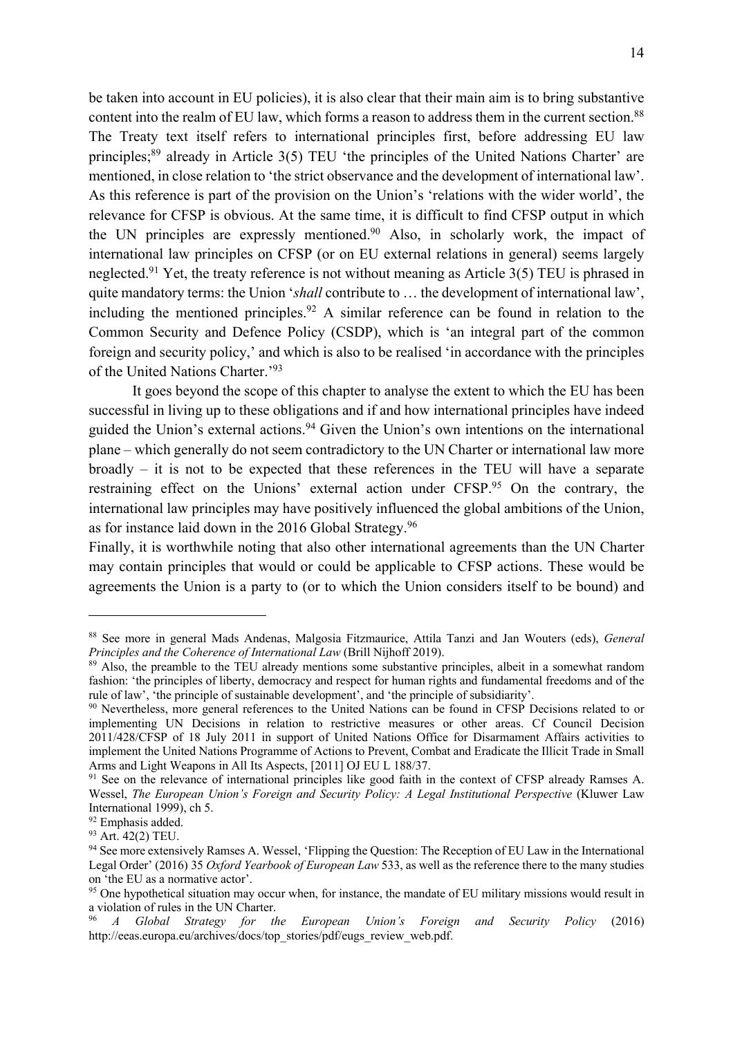be taken into account in EU policies), it is also clear that their main aim is to bring substantive content into the realm of EU law, which forms a reason to address them in the current section.[88] The Treaty text itself refers to international principles first, before addressing EU law principles;[89] already in Article 3(5) TEU 'the principles of the United Nations Charter' are mentioned, in close relation to 'the strict observance and the development of international law'. As this reference is part of the provision on the Union's 'relations with the wider world', the relevance for CFSP is obvious. At the same time, it is difficult to find CFSP output in which the UN principles are expressly mentioned.[90] Also, in scholarly work, the impact of international law principles on CFSP (or on EU external relations in general) seems largely neglected.[91] Yet, the treaty reference is not without meaning as Article 3(5) TEU is phrased in quite mandatory terms: the Union '*shall* contribute to … the development of international law', including the mentioned principles.[92] A similar reference can be found in relation to the Common Security and Defence Policy (CSDP), which is 'an integral part of the common foreign and security policy,' and which is also to be realised 'in accordance with the principles of the United Nations Charter.'[93]

It goes beyond the scope of this chapter to analyse the extent to which the EU has been successful in living up to these obligations and if and how international principles have indeed guided the Union's external actions.[94] Given the Union's own intentions on the international plane – which generally do not seem contradictory to the UN Charter or international law more broadly – it is not to be expected that these references in the TEU will have a separate restraining effect on the Unions' external action under CFSP.[95] On the contrary, the international law principles may have positively influenced the global ambitions of the Union, as for instance laid down in the 2016 Global Strategy.[96]

Finally, it is worthwhile noting that also other international agreements than the UN Charter may contain principles that would or could be applicable to CFSP actions. These would be agreements the Union is a party to (or to which the Union considers itself to be bound) and

---

[88] See more in general Mads Andenas, Malgosia Fitzmaurice, Attila Tanzi and Jan Wouters (eds), *General Principles and the Coherence of International Law* (Brill Nijhoff 2019).

[89] Also, the preamble to the TEU already mentions some substantive principles, albeit in a somewhat random fashion: 'the principles of liberty, democracy and respect for human rights and fundamental freedoms and of the rule of law', 'the principle of sustainable development', and 'the principle of subsidiarity'.

[90] Nevertheless, more general references to the United Nations can be found in CFSP Decisions related to or implementing UN Decisions in relation to restrictive measures or other areas. Cf Council Decision 2011/428/CFSP of 18 July 2011 in support of United Nations Office for Disarmament Affairs activities to implement the United Nations Programme of Actions to Prevent, Combat and Eradicate the Illicit Trade in Small Arms and Light Weapons in All Its Aspects, [2011] OJ EU L 188/37.

[91] See on the relevance of international principles like good faith in the context of CFSP already Ramses A. Wessel, *The European Union's Foreign and Security Policy: A Legal Institutional Perspective* (Kluwer Law International 1999), ch 5.

[92] Emphasis added.

[93] Art. 42(2) TEU.

[94] See more extensively Ramses A. Wessel, 'Flipping the Question: The Reception of EU Law in the International Legal Order' (2016) 35 *Oxford Yearbook of European Law* 533, as well as the reference there to the many studies on 'the EU as a normative actor'.

[95] One hypothetical situation may occur when, for instance, the mandate of EU military missions would result in a violation of rules in the UN Charter.

[96] *A Global Strategy for the European Union's Foreign and Security Policy* (2016) http://eeas.europa.eu/archives/docs/top_stories/pdf/eugs_review_web.pdf.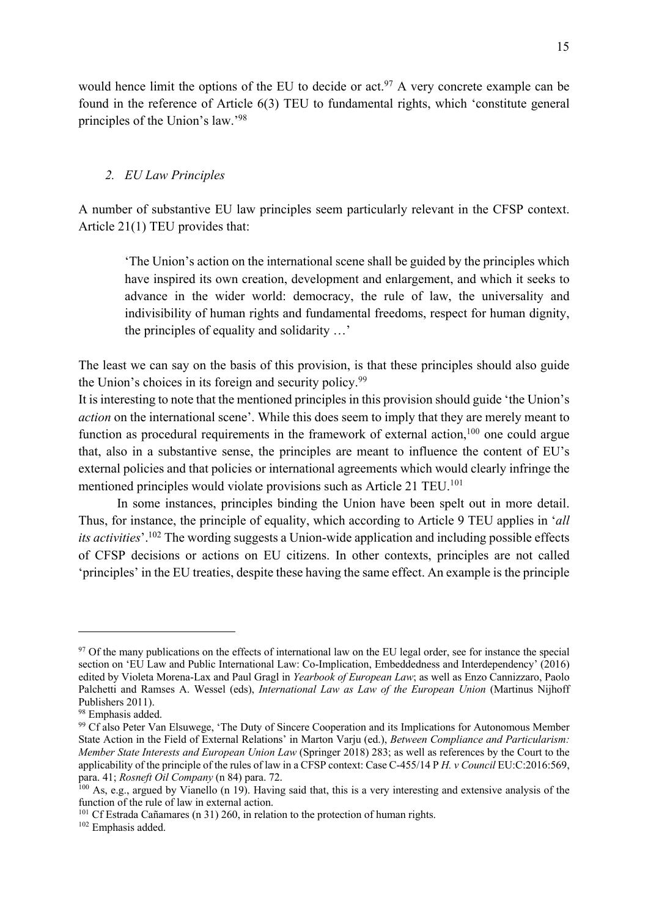would hence limit the options of the EU to decide or act.[97] A very concrete example can be found in the reference of Article 6(3) TEU to fundamental rights, which 'constitute general principles of the Union's law.'[98]

### *2. EU Law Principles*

A number of substantive EU law principles seem particularly relevant in the CFSP context. Article 21(1) TEU provides that:

> 'The Union's action on the international scene shall be guided by the principles which have inspired its own creation, development and enlargement, and which it seeks to advance in the wider world: democracy, the rule of law, the universality and indivisibility of human rights and fundamental freedoms, respect for human dignity, the principles of equality and solidarity …'

The least we can say on the basis of this provision, is that these principles should also guide the Union's choices in its foreign and security policy.[99]

It is interesting to note that the mentioned principles in this provision should guide 'the Union's *action* on the international scene'. While this does seem to imply that they are merely meant to function as procedural requirements in the framework of external action,[100] one could argue that, also in a substantive sense, the principles are meant to influence the content of EU's external policies and that policies or international agreements which would clearly infringe the mentioned principles would violate provisions such as Article 21 TEU.[101]

In some instances, principles binding the Union have been spelt out in more detail. Thus, for instance, the principle of equality, which according to Article 9 TEU applies in '*all its activities*'.[102] The wording suggests a Union-wide application and including possible effects of CFSP decisions or actions on EU citizens. In other contexts, principles are not called 'principles' in the EU treaties, despite these having the same effect. An example is the principle

---

[97] Of the many publications on the effects of international law on the EU legal order, see for instance the special section on 'EU Law and Public International Law: Co-Implication, Embeddedness and Interdependency' (2016) edited by Violeta Morena-Lax and Paul Gragl in *Yearbook of European Law*; as well as Enzo Cannizzaro, Paolo Palchetti and Ramses A. Wessel (eds), *International Law as Law of the European Union* (Martinus Nijhoff Publishers 2011).

[98] Emphasis added.

[99] Cf also Peter Van Elsuwege, 'The Duty of Sincere Cooperation and its Implications for Autonomous Member State Action in the Field of External Relations' in Marton Varju (ed.), *Between Compliance and Particularism: Member State Interests and European Union Law* (Springer 2018) 283; as well as references by the Court to the applicability of the principle of the rules of law in a CFSP context: Case C-455/14 P *H. v Council* EU:C:2016:569, para. 41; *Rosneft Oil Company* (n 84) para. 72.

[100] As, e.g., argued by Vianello (n 19). Having said that, this is a very interesting and extensive analysis of the function of the rule of law in external action.

[101] Cf Estrada Cañamares (n 31) 260, in relation to the protection of human rights.

[102] Emphasis added.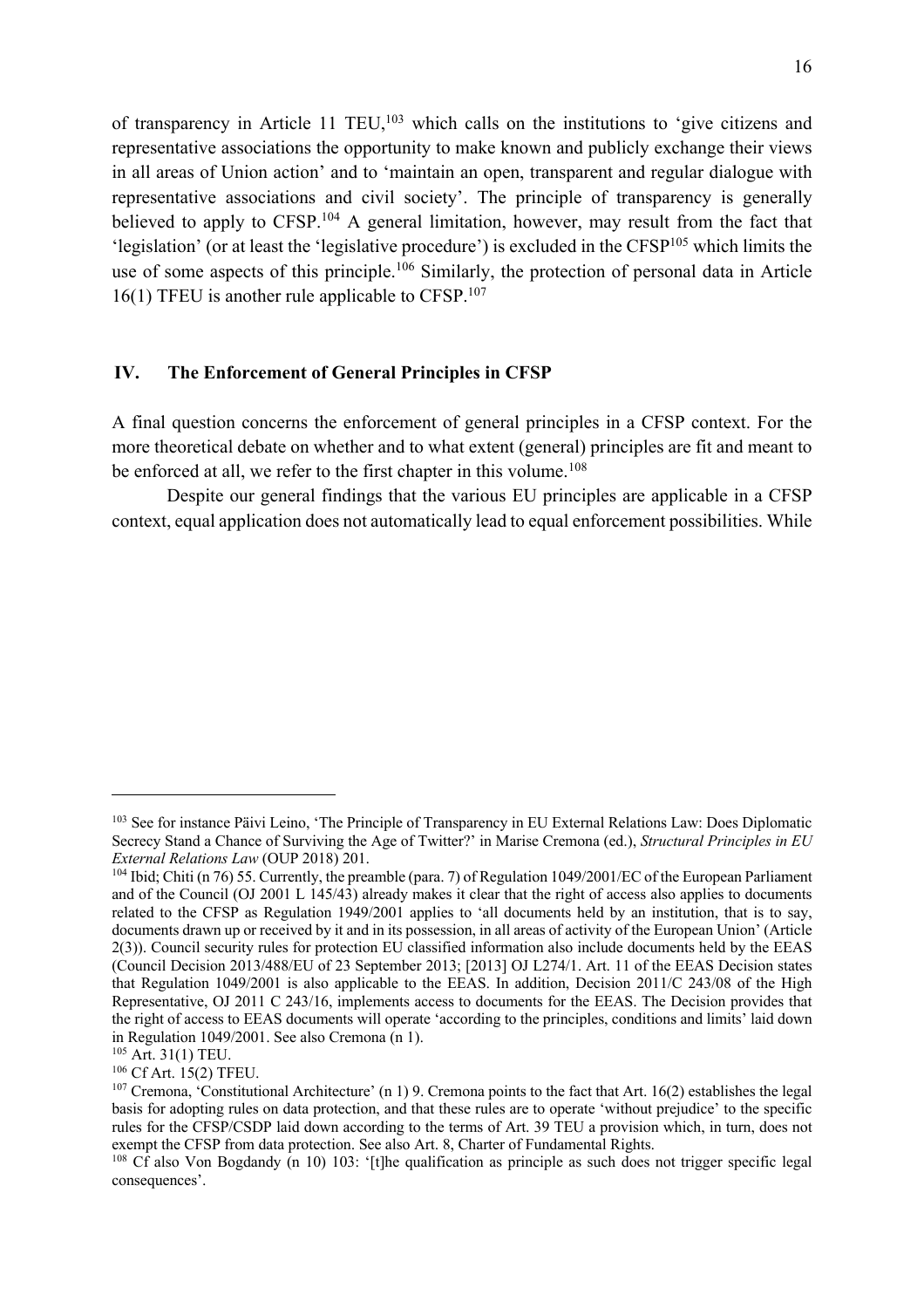of transparency in Article 11 TEU,[103] which calls on the institutions to 'give citizens and representative associations the opportunity to make known and publicly exchange their views in all areas of Union action' and to 'maintain an open, transparent and regular dialogue with representative associations and civil society'. The principle of transparency is generally believed to apply to CFSP.[104] A general limitation, however, may result from the fact that 'legislation' (or at least the 'legislative procedure') is excluded in the CFSP[105] which limits the use of some aspects of this principle.[106] Similarly, the protection of personal data in Article 16(1) TFEU is another rule applicable to CFSP.[107]

## IV. The Enforcement of General Principles in CFSP

A final question concerns the enforcement of general principles in a CFSP context. For the more theoretical debate on whether and to what extent (general) principles are fit and meant to be enforced at all, we refer to the first chapter in this volume.[108]

Despite our general findings that the various EU principles are applicable in a CFSP context, equal application does not automatically lead to equal enforcement possibilities. While

---

[103] See for instance Päivi Leino, 'The Principle of Transparency in EU External Relations Law: Does Diplomatic Secrecy Stand a Chance of Surviving the Age of Twitter?' in Marise Cremona (ed.), *Structural Principles in EU External Relations Law* (OUP 2018) 201.

[104] Ibid; Chiti (n 76) 55. Currently, the preamble (para. 7) of Regulation 1049/2001/EC of the European Parliament and of the Council (OJ 2001 L 145/43) already makes it clear that the right of access also applies to documents related to the CFSP as Regulation 1949/2001 applies to 'all documents held by an institution, that is to say, documents drawn up or received by it and in its possession, in all areas of activity of the European Union' (Article 2(3)). Council security rules for protection EU classified information also include documents held by the EEAS (Council Decision 2013/488/EU of 23 September 2013; [2013] OJ L274/1. Art. 11 of the EEAS Decision states that Regulation 1049/2001 is also applicable to the EEAS. In addition, Decision 2011/C 243/08 of the High Representative, OJ 2011 C 243/16, implements access to documents for the EEAS. The Decision provides that the right of access to EEAS documents will operate 'according to the principles, conditions and limits' laid down in Regulation 1049/2001. See also Cremona (n 1).

[105] Art. 31(1) TEU.

[106] Cf Art. 15(2) TFEU.

[107] Cremona, 'Constitutional Architecture' (n 1) 9. Cremona points to the fact that Art. 16(2) establishes the legal basis for adopting rules on data protection, and that these rules are to operate 'without prejudice' to the specific rules for the CFSP/CSDP laid down according to the terms of Art. 39 TEU a provision which, in turn, does not exempt the CFSP from data protection. See also Art. 8, Charter of Fundamental Rights.

[108] Cf also Von Bogdandy (n 10) 103: '[t]he qualification as principle as such does not trigger specific legal consequences'.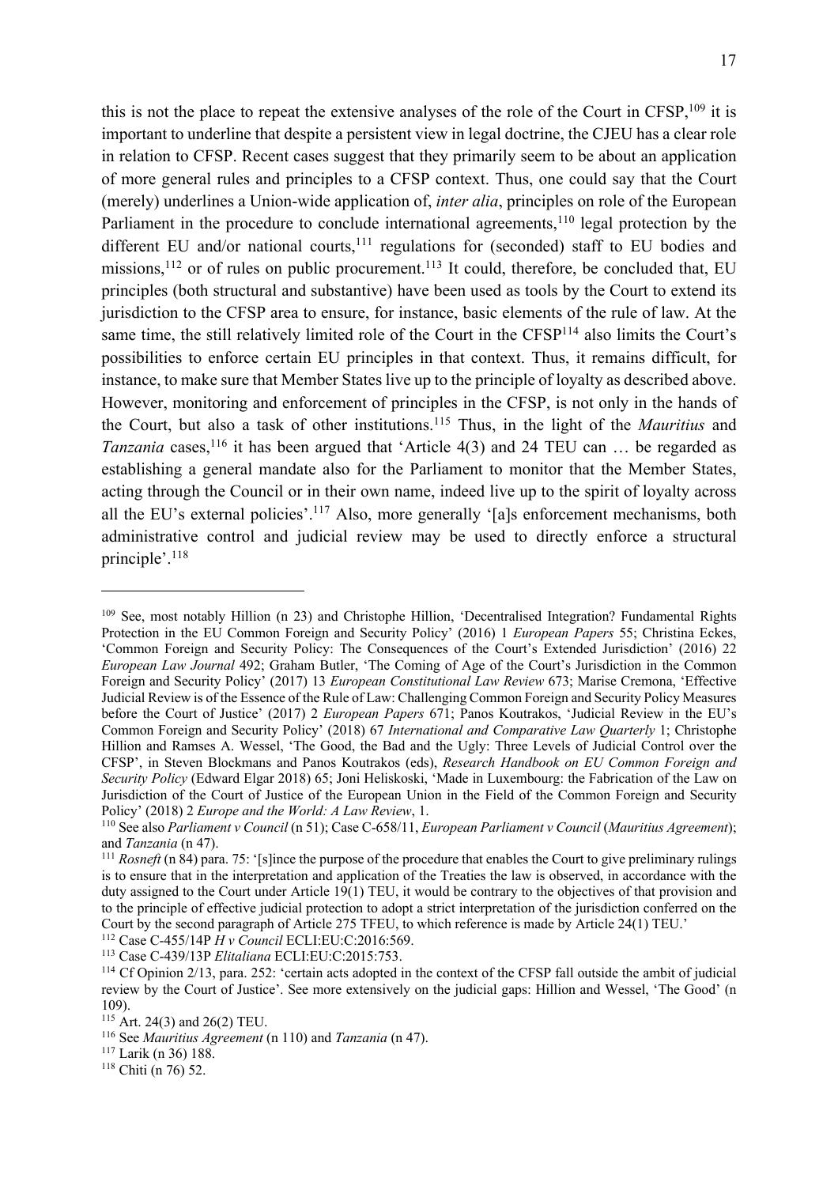this is not the place to repeat the extensive analyses of the role of the Court in CFSP,[109] it is important to underline that despite a persistent view in legal doctrine, the CJEU has a clear role in relation to CFSP. Recent cases suggest that they primarily seem to be about an application of more general rules and principles to a CFSP context. Thus, one could say that the Court (merely) underlines a Union-wide application of, *inter alia*, principles on role of the European Parliament in the procedure to conclude international agreements,[110] legal protection by the different EU and/or national courts,[111] regulations for (seconded) staff to EU bodies and missions,[112] or of rules on public procurement.[113] It could, therefore, be concluded that, EU principles (both structural and substantive) have been used as tools by the Court to extend its jurisdiction to the CFSP area to ensure, for instance, basic elements of the rule of law. At the same time, the still relatively limited role of the Court in the CFSP[114] also limits the Court's possibilities to enforce certain EU principles in that context. Thus, it remains difficult, for instance, to make sure that Member States live up to the principle of loyalty as described above. However, monitoring and enforcement of principles in the CFSP, is not only in the hands of the Court, but also a task of other institutions.[115] Thus, in the light of the *Mauritius* and *Tanzania* cases,[116] it has been argued that 'Article 4(3) and 24 TEU can … be regarded as establishing a general mandate also for the Parliament to monitor that the Member States, acting through the Council or in their own name, indeed live up to the spirit of loyalty across all the EU's external policies'.[117] Also, more generally '[a]s enforcement mechanisms, both administrative control and judicial review may be used to directly enforce a structural principle'.[118]

---

[109] See, most notably Hillion (n 23) and Christophe Hillion, 'Decentralised Integration? Fundamental Rights Protection in the EU Common Foreign and Security Policy' (2016) 1 *European Papers* 55; Christina Eckes, 'Common Foreign and Security Policy: The Consequences of the Court's Extended Jurisdiction' (2016) 22 *European Law Journal* 492; Graham Butler, 'The Coming of Age of the Court's Jurisdiction in the Common Foreign and Security Policy' (2017) 13 *European Constitutional Law Review* 673; Marise Cremona, 'Effective Judicial Review is of the Essence of the Rule of Law: Challenging Common Foreign and Security Policy Measures before the Court of Justice' (2017) 2 *European Papers* 671; Panos Koutrakos, 'Judicial Review in the EU's Common Foreign and Security Policy' (2018) 67 *International and Comparative Law Quarterly* 1; Christophe Hillion and Ramses A. Wessel, 'The Good, the Bad and the Ugly: Three Levels of Judicial Control over the CFSP', in Steven Blockmans and Panos Koutrakos (eds), *Research Handbook on EU Common Foreign and Security Policy* (Edward Elgar 2018) 65; Joni Heliskoski, 'Made in Luxembourg: the Fabrication of the Law on Jurisdiction of the Court of Justice of the European Union in the Field of the Common Foreign and Security Policy' (2018) 2 *Europe and the World: A Law Review*, 1.

[110] See also *Parliament v Council* (n 51); Case C-658/11, *European Parliament v Council* (*Mauritius Agreement*); and *Tanzania* (n 47).

[111] *Rosneft* (n 84) para. 75: '[s]ince the purpose of the procedure that enables the Court to give preliminary rulings is to ensure that in the interpretation and application of the Treaties the law is observed, in accordance with the duty assigned to the Court under Article 19(1) TEU, it would be contrary to the objectives of that provision and to the principle of effective judicial protection to adopt a strict interpretation of the jurisdiction conferred on the Court by the second paragraph of Article 275 TFEU, to which reference is made by Article 24(1) TEU.'

[112] Case C-455/14P *H v Council* ECLI:EU:C:2016:569.

[113] Case C-439/13P *Elitaliana* ECLI:EU:C:2015:753.

[114] Cf Opinion 2/13, para. 252: 'certain acts adopted in the context of the CFSP fall outside the ambit of judicial review by the Court of Justice'. See more extensively on the judicial gaps: Hillion and Wessel, 'The Good' (n 109).

[115] Art. 24(3) and 26(2) TEU.

[116] See *Mauritius Agreement* (n 110) and *Tanzania* (n 47).

[117] Larik (n 36) 188.

[118] Chiti (n 76) 52.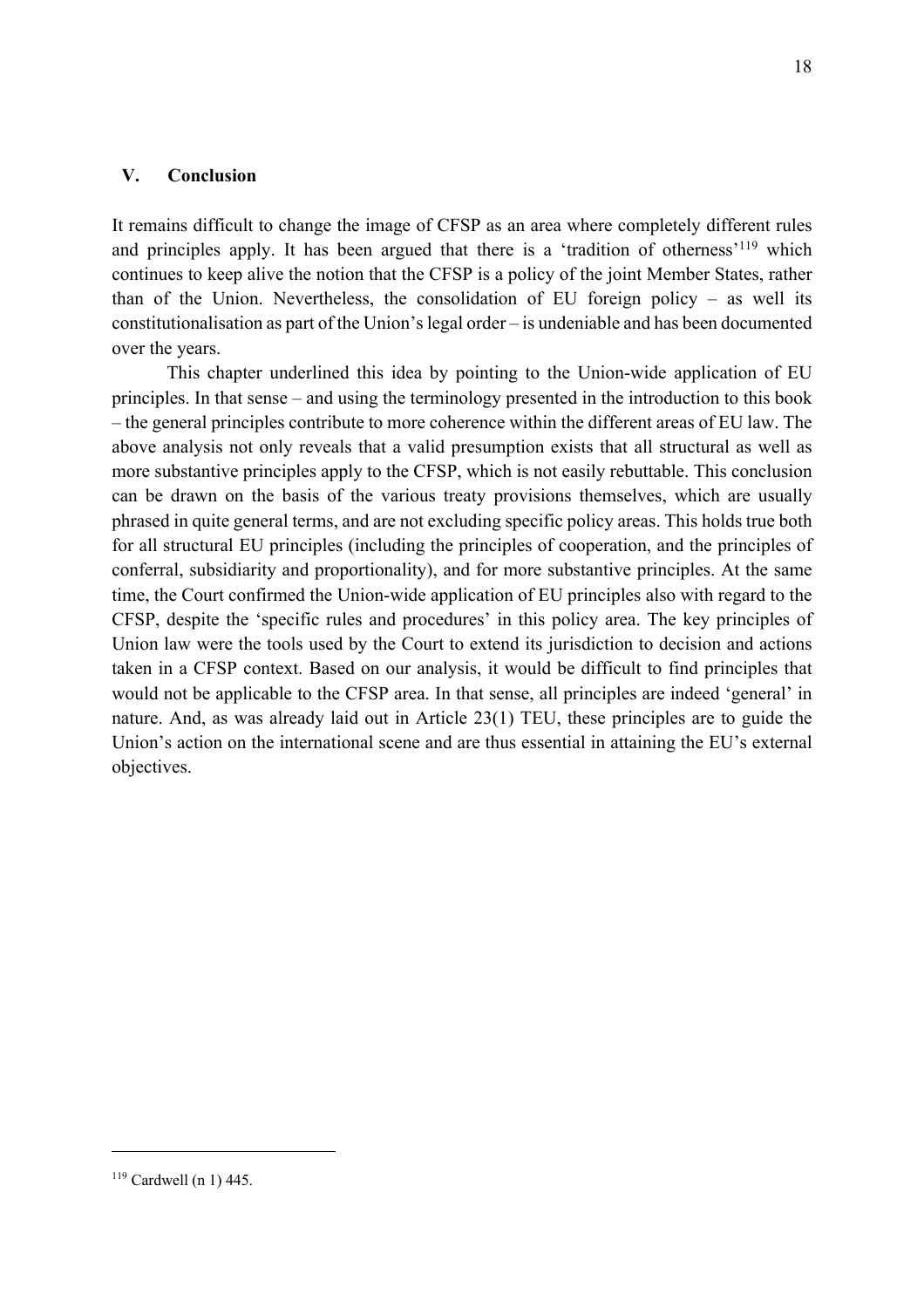## V. Conclusion

It remains difficult to change the image of CFSP as an area where completely different rules and principles apply. It has been argued that there is a 'tradition of otherness'[119] which continues to keep alive the notion that the CFSP is a policy of the joint Member States, rather than of the Union. Nevertheless, the consolidation of EU foreign policy – as well its constitutionalisation as part of the Union's legal order – is undeniable and has been documented over the years.

This chapter underlined this idea by pointing to the Union-wide application of EU principles. In that sense – and using the terminology presented in the introduction to this book – the general principles contribute to more coherence within the different areas of EU law. The above analysis not only reveals that a valid presumption exists that all structural as well as more substantive principles apply to the CFSP, which is not easily rebuttable. This conclusion can be drawn on the basis of the various treaty provisions themselves, which are usually phrased in quite general terms, and are not excluding specific policy areas. This holds true both for all structural EU principles (including the principles of cooperation, and the principles of conferral, subsidiarity and proportionality), and for more substantive principles. At the same time, the Court confirmed the Union-wide application of EU principles also with regard to the CFSP, despite the 'specific rules and procedures' in this policy area. The key principles of Union law were the tools used by the Court to extend its jurisdiction to decision and actions taken in a CFSP context. Based on our analysis, it would be difficult to find principles that would not be applicable to the CFSP area. In that sense, all principles are indeed 'general' in nature. And, as was already laid out in Article 23(1) TEU, these principles are to guide the Union's action on the international scene and are thus essential in attaining the EU's external objectives.

---

[119] Cardwell (n 1) 445.